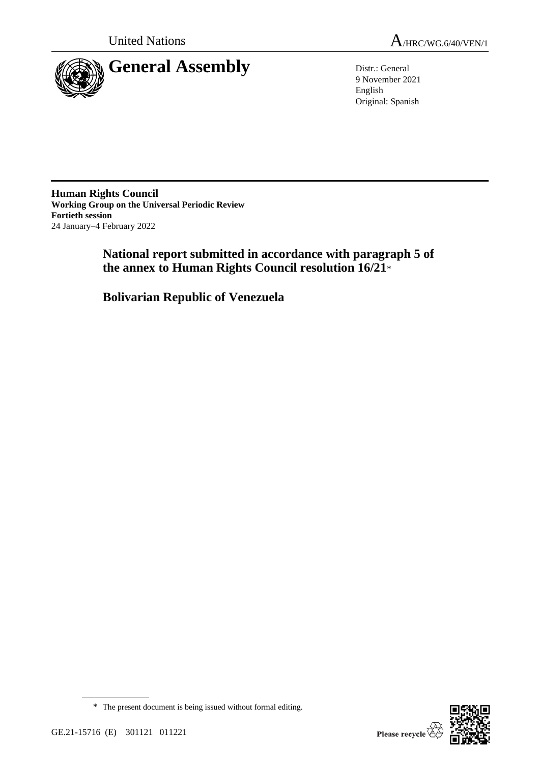United Nations

A/HRC/WG.6/40/VEN/1

# General Assembly

Distr.: General
9 November 2021
English
Original: Spanish

**Human Rights Council**
**Working Group on the Universal Periodic Review**
**Fortieth session**
24 January–4 February 2022

## National report submitted in accordance with paragraph 5 of the annex to Human Rights Council resolution 16/21*

## Bolivarian Republic of Venezuela

* The present document is being issued without formal editing.

GE.21-15716 (E) 301121 011221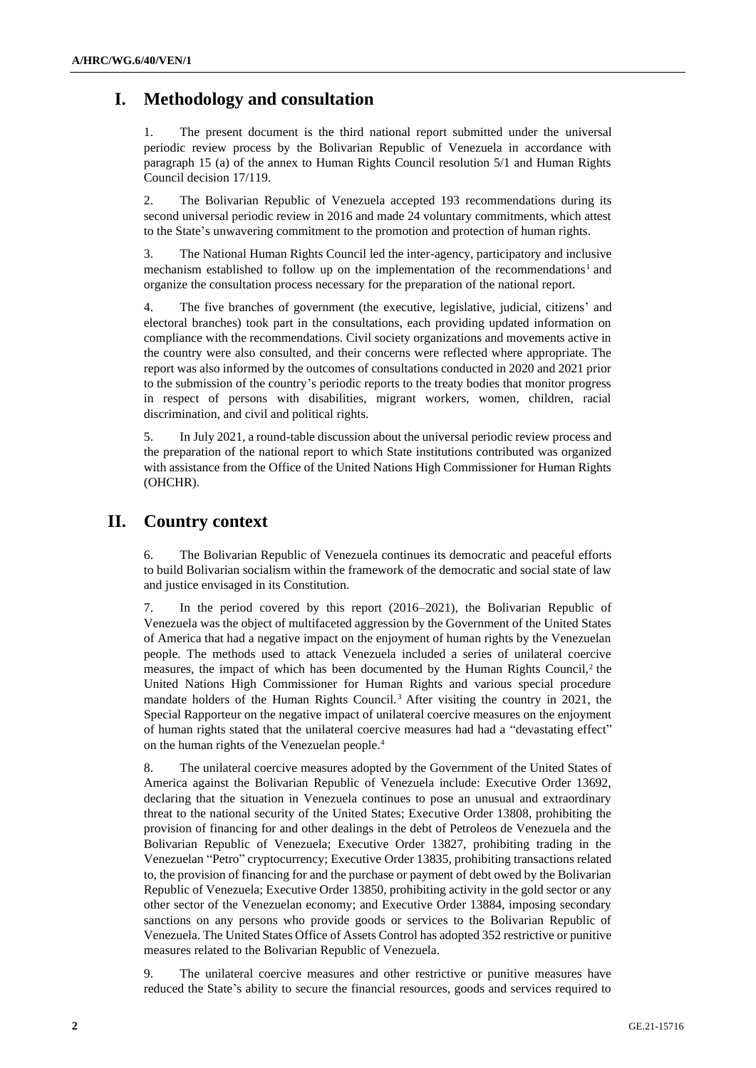## I. Methodology and consultation

1. The present document is the third national report submitted under the universal periodic review process by the Bolivarian Republic of Venezuela in accordance with paragraph 15 (a) of the annex to Human Rights Council resolution 5/1 and Human Rights Council decision 17/119.

2. The Bolivarian Republic of Venezuela accepted 193 recommendations during its second universal periodic review in 2016 and made 24 voluntary commitments, which attest to the State's unwavering commitment to the promotion and protection of human rights.

3. The National Human Rights Council led the inter-agency, participatory and inclusive mechanism established to follow up on the implementation of the recommendations[1] and organize the consultation process necessary for the preparation of the national report.

4. The five branches of government (the executive, legislative, judicial, citizens' and electoral branches) took part in the consultations, each providing updated information on compliance with the recommendations. Civil society organizations and movements active in the country were also consulted, and their concerns were reflected where appropriate. The report was also informed by the outcomes of consultations conducted in 2020 and 2021 prior to the submission of the country's periodic reports to the treaty bodies that monitor progress in respect of persons with disabilities, migrant workers, women, children, racial discrimination, and civil and political rights.

5. In July 2021, a round-table discussion about the universal periodic review process and the preparation of the national report to which State institutions contributed was organized with assistance from the Office of the United Nations High Commissioner for Human Rights (OHCHR).

## II. Country context

6. The Bolivarian Republic of Venezuela continues its democratic and peaceful efforts to build Bolivarian socialism within the framework of the democratic and social state of law and justice envisaged in its Constitution.

7. In the period covered by this report (2016–2021), the Bolivarian Republic of Venezuela was the object of multifaceted aggression by the Government of the United States of America that had a negative impact on the enjoyment of human rights by the Venezuelan people. The methods used to attack Venezuela included a series of unilateral coercive measures, the impact of which has been documented by the Human Rights Council,[2] the United Nations High Commissioner for Human Rights and various special procedure mandate holders of the Human Rights Council.[3] After visiting the country in 2021, the Special Rapporteur on the negative impact of unilateral coercive measures on the enjoyment of human rights stated that the unilateral coercive measures had had a "devastating effect" on the human rights of the Venezuelan people.[4]

8. The unilateral coercive measures adopted by the Government of the United States of America against the Bolivarian Republic of Venezuela include: Executive Order 13692, declaring that the situation in Venezuela continues to pose an unusual and extraordinary threat to the national security of the United States; Executive Order 13808, prohibiting the provision of financing for and other dealings in the debt of Petroleos de Venezuela and the Bolivarian Republic of Venezuela; Executive Order 13827, prohibiting trading in the Venezuelan "Petro" cryptocurrency; Executive Order 13835, prohibiting transactions related to, the provision of financing for and the purchase or payment of debt owed by the Bolivarian Republic of Venezuela; Executive Order 13850, prohibiting activity in the gold sector or any other sector of the Venezuelan economy; and Executive Order 13884, imposing secondary sanctions on any persons who provide goods or services to the Bolivarian Republic of Venezuela. The United States Office of Assets Control has adopted 352 restrictive or punitive measures related to the Bolivarian Republic of Venezuela.

9. The unilateral coercive measures and other restrictive or punitive measures have reduced the State's ability to secure the financial resources, goods and services required to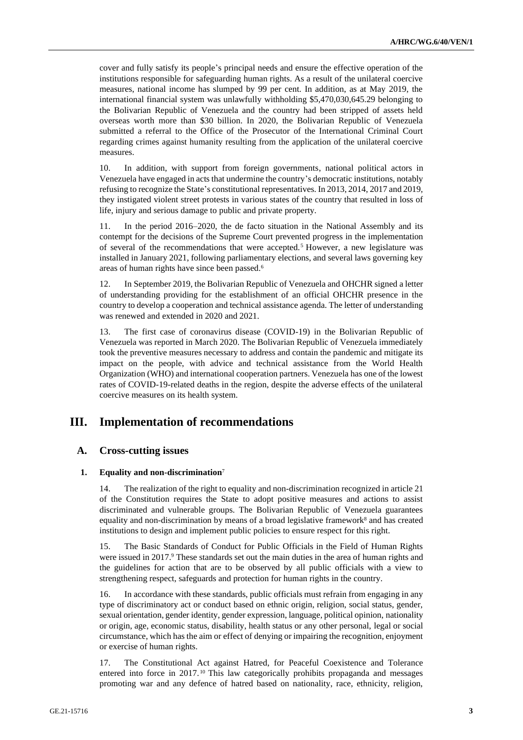cover and fully satisfy its people's principal needs and ensure the effective operation of the institutions responsible for safeguarding human rights. As a result of the unilateral coercive measures, national income has slumped by 99 per cent. In addition, as at May 2019, the international financial system was unlawfully withholding $5,470,030,645.29 belonging to the Bolivarian Republic of Venezuela and the country had been stripped of assets held overseas worth more than $30 billion. In 2020, the Bolivarian Republic of Venezuela submitted a referral to the Office of the Prosecutor of the International Criminal Court regarding crimes against humanity resulting from the application of the unilateral coercive measures.

10. In addition, with support from foreign governments, national political actors in Venezuela have engaged in acts that undermine the country's democratic institutions, notably refusing to recognize the State's constitutional representatives. In 2013, 2014, 2017 and 2019, they instigated violent street protests in various states of the country that resulted in loss of life, injury and serious damage to public and private property.

11. In the period 2016–2020, the de facto situation in the National Assembly and its contempt for the decisions of the Supreme Court prevented progress in the implementation of several of the recommendations that were accepted.[5] However, a new legislature was installed in January 2021, following parliamentary elections, and several laws governing key areas of human rights have since been passed.[6]

12. In September 2019, the Bolivarian Republic of Venezuela and OHCHR signed a letter of understanding providing for the establishment of an official OHCHR presence in the country to develop a cooperation and technical assistance agenda. The letter of understanding was renewed and extended in 2020 and 2021.

13. The first case of coronavirus disease (COVID-19) in the Bolivarian Republic of Venezuela was reported in March 2020. The Bolivarian Republic of Venezuela immediately took the preventive measures necessary to address and contain the pandemic and mitigate its impact on the people, with advice and technical assistance from the World Health Organization (WHO) and international cooperation partners. Venezuela has one of the lowest rates of COVID-19-related deaths in the region, despite the adverse effects of the unilateral coercive measures on its health system.

# III. Implementation of recommendations

## A. Cross-cutting issues

### 1. Equality and non-discrimination[7]

14. The realization of the right to equality and non-discrimination recognized in article 21 of the Constitution requires the State to adopt positive measures and actions to assist discriminated and vulnerable groups. The Bolivarian Republic of Venezuela guarantees equality and non-discrimination by means of a broad legislative framework[8] and has created institutions to design and implement public policies to ensure respect for this right.

15. The Basic Standards of Conduct for Public Officials in the Field of Human Rights were issued in 2017.[9] These standards set out the main duties in the area of human rights and the guidelines for action that are to be observed by all public officials with a view to strengthening respect, safeguards and protection for human rights in the country.

16. In accordance with these standards, public officials must refrain from engaging in any type of discriminatory act or conduct based on ethnic origin, religion, social status, gender, sexual orientation, gender identity, gender expression, language, political opinion, nationality or origin, age, economic status, disability, health status or any other personal, legal or social circumstance, which has the aim or effect of denying or impairing the recognition, enjoyment or exercise of human rights.

17. The Constitutional Act against Hatred, for Peaceful Coexistence and Tolerance entered into force in 2017.[10] This law categorically prohibits propaganda and messages promoting war and any defence of hatred based on nationality, race, ethnicity, religion,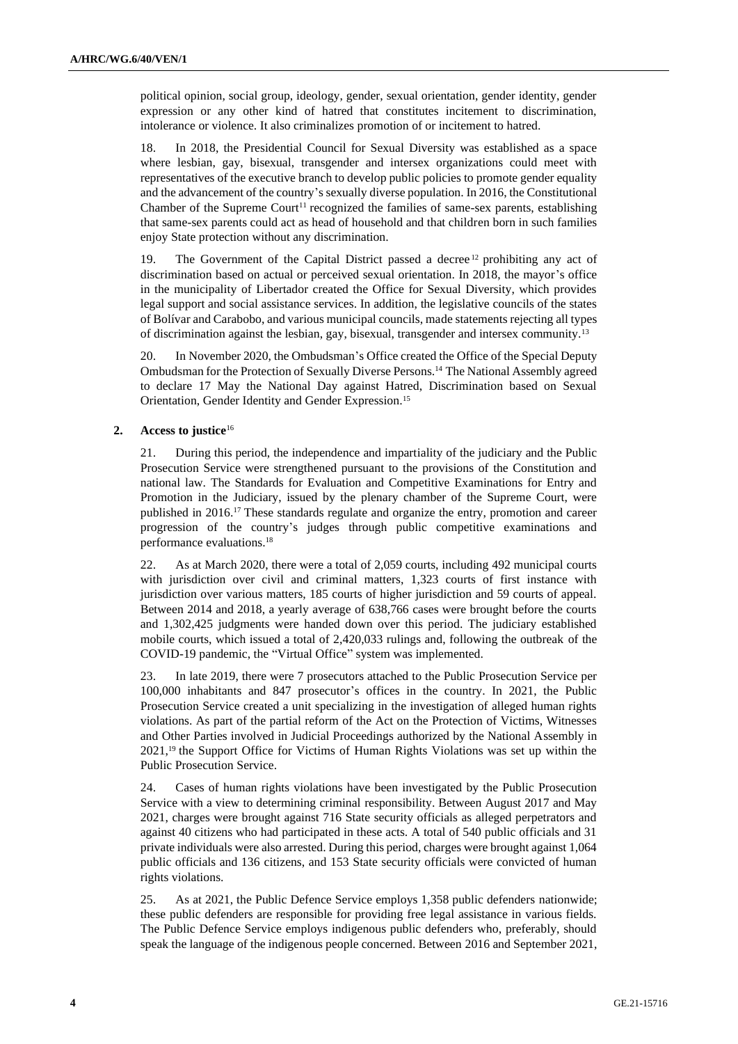political opinion, social group, ideology, gender, sexual orientation, gender identity, gender expression or any other kind of hatred that constitutes incitement to discrimination, intolerance or violence. It also criminalizes promotion of or incitement to hatred.

18. In 2018, the Presidential Council for Sexual Diversity was established as a space where lesbian, gay, bisexual, transgender and intersex organizations could meet with representatives of the executive branch to develop public policies to promote gender equality and the advancement of the country's sexually diverse population. In 2016, the Constitutional Chamber of the Supreme Court[11] recognized the families of same-sex parents, establishing that same-sex parents could act as head of household and that children born in such families enjoy State protection without any discrimination.

19. The Government of the Capital District passed a decree[12] prohibiting any act of discrimination based on actual or perceived sexual orientation. In 2018, the mayor's office in the municipality of Libertador created the Office for Sexual Diversity, which provides legal support and social assistance services. In addition, the legislative councils of the states of Bolívar and Carabobo, and various municipal councils, made statements rejecting all types of discrimination against the lesbian, gay, bisexual, transgender and intersex community.[13]

20. In November 2020, the Ombudsman's Office created the Office of the Special Deputy Ombudsman for the Protection of Sexually Diverse Persons.[14] The National Assembly agreed to declare 17 May the National Day against Hatred, Discrimination based on Sexual Orientation, Gender Identity and Gender Expression.[15]

## 2. Access to justice[16]

21. During this period, the independence and impartiality of the judiciary and the Public Prosecution Service were strengthened pursuant to the provisions of the Constitution and national law. The Standards for Evaluation and Competitive Examinations for Entry and Promotion in the Judiciary, issued by the plenary chamber of the Supreme Court, were published in 2016.[17] These standards regulate and organize the entry, promotion and career progression of the country's judges through public competitive examinations and performance evaluations.[18]

22. As at March 2020, there were a total of 2,059 courts, including 492 municipal courts with jurisdiction over civil and criminal matters, 1,323 courts of first instance with jurisdiction over various matters, 185 courts of higher jurisdiction and 59 courts of appeal. Between 2014 and 2018, a yearly average of 638,766 cases were brought before the courts and 1,302,425 judgments were handed down over this period. The judiciary established mobile courts, which issued a total of 2,420,033 rulings and, following the outbreak of the COVID-19 pandemic, the "Virtual Office" system was implemented.

23. In late 2019, there were 7 prosecutors attached to the Public Prosecution Service per 100,000 inhabitants and 847 prosecutor's offices in the country. In 2021, the Public Prosecution Service created a unit specializing in the investigation of alleged human rights violations. As part of the partial reform of the Act on the Protection of Victims, Witnesses and Other Parties involved in Judicial Proceedings authorized by the National Assembly in 2021,[19] the Support Office for Victims of Human Rights Violations was set up within the Public Prosecution Service.

24. Cases of human rights violations have been investigated by the Public Prosecution Service with a view to determining criminal responsibility. Between August 2017 and May 2021, charges were brought against 716 State security officials as alleged perpetrators and against 40 citizens who had participated in these acts. A total of 540 public officials and 31 private individuals were also arrested. During this period, charges were brought against 1,064 public officials and 136 citizens, and 153 State security officials were convicted of human rights violations.

25. As at 2021, the Public Defence Service employs 1,358 public defenders nationwide; these public defenders are responsible for providing free legal assistance in various fields. The Public Defence Service employs indigenous public defenders who, preferably, should speak the language of the indigenous people concerned. Between 2016 and September 2021,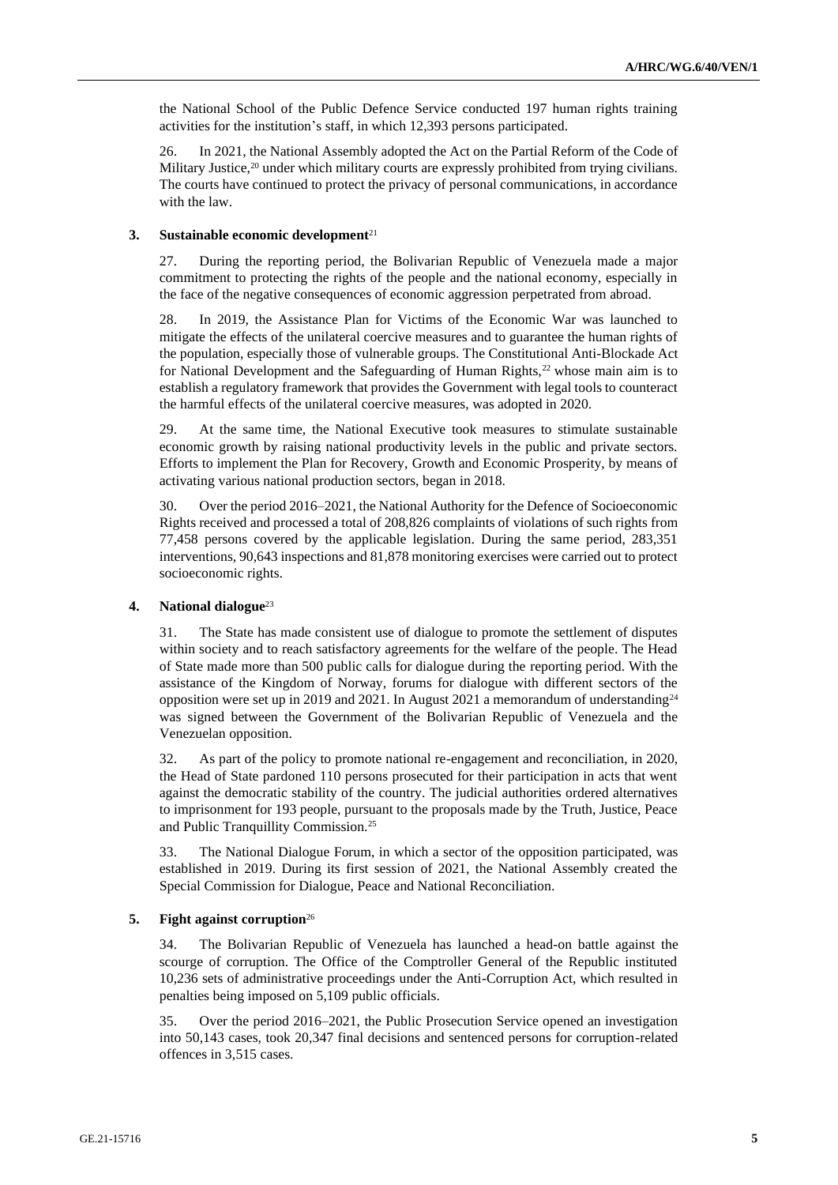the National School of the Public Defence Service conducted 197 human rights training activities for the institution's staff, in which 12,393 persons participated.

26. In 2021, the National Assembly adopted the Act on the Partial Reform of the Code of Military Justice,[20] under which military courts are expressly prohibited from trying civilians. The courts have continued to protect the privacy of personal communications, in accordance with the law.

### 3. Sustainable economic development[21]

27. During the reporting period, the Bolivarian Republic of Venezuela made a major commitment to protecting the rights of the people and the national economy, especially in the face of the negative consequences of economic aggression perpetrated from abroad.

28. In 2019, the Assistance Plan for Victims of the Economic War was launched to mitigate the effects of the unilateral coercive measures and to guarantee the human rights of the population, especially those of vulnerable groups. The Constitutional Anti-Blockade Act for National Development and the Safeguarding of Human Rights,[22] whose main aim is to establish a regulatory framework that provides the Government with legal tools to counteract the harmful effects of the unilateral coercive measures, was adopted in 2020.

29. At the same time, the National Executive took measures to stimulate sustainable economic growth by raising national productivity levels in the public and private sectors. Efforts to implement the Plan for Recovery, Growth and Economic Prosperity, by means of activating various national production sectors, began in 2018.

30. Over the period 2016–2021, the National Authority for the Defence of Socioeconomic Rights received and processed a total of 208,826 complaints of violations of such rights from 77,458 persons covered by the applicable legislation. During the same period, 283,351 interventions, 90,643 inspections and 81,878 monitoring exercises were carried out to protect socioeconomic rights.

### 4. National dialogue[23]

31. The State has made consistent use of dialogue to promote the settlement of disputes within society and to reach satisfactory agreements for the welfare of the people. The Head of State made more than 500 public calls for dialogue during the reporting period. With the assistance of the Kingdom of Norway, forums for dialogue with different sectors of the opposition were set up in 2019 and 2021. In August 2021 a memorandum of understanding[24] was signed between the Government of the Bolivarian Republic of Venezuela and the Venezuelan opposition.

32. As part of the policy to promote national re-engagement and reconciliation, in 2020, the Head of State pardoned 110 persons prosecuted for their participation in acts that went against the democratic stability of the country. The judicial authorities ordered alternatives to imprisonment for 193 people, pursuant to the proposals made by the Truth, Justice, Peace and Public Tranquillity Commission.[25]

33. The National Dialogue Forum, in which a sector of the opposition participated, was established in 2019. During its first session of 2021, the National Assembly created the Special Commission for Dialogue, Peace and National Reconciliation.

### 5. Fight against corruption[26]

34. The Bolivarian Republic of Venezuela has launched a head-on battle against the scourge of corruption. The Office of the Comptroller General of the Republic instituted 10,236 sets of administrative proceedings under the Anti-Corruption Act, which resulted in penalties being imposed on 5,109 public officials.

35. Over the period 2016–2021, the Public Prosecution Service opened an investigation into 50,143 cases, took 20,347 final decisions and sentenced persons for corruption-related offences in 3,515 cases.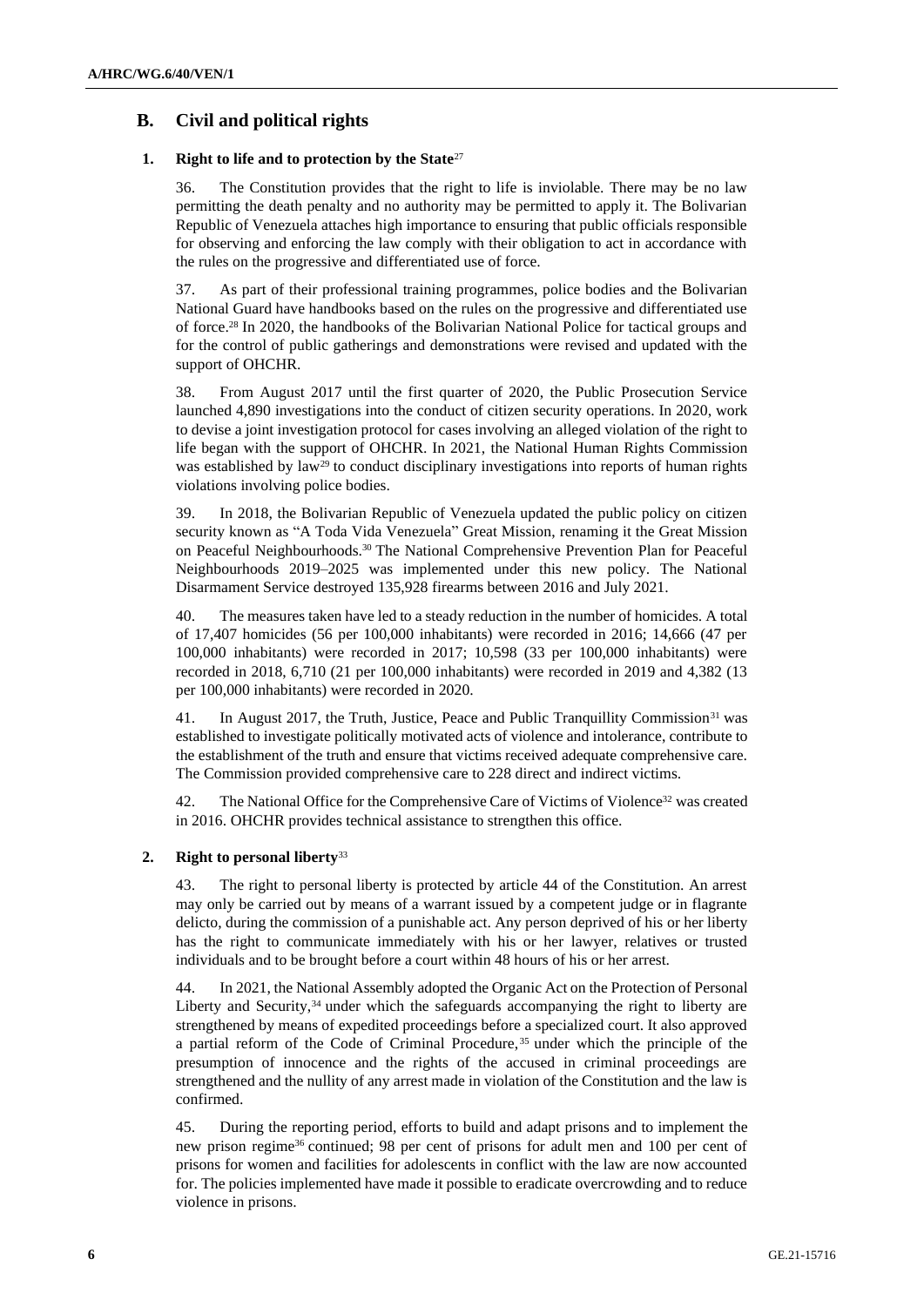## B. Civil and political rights

### 1. Right to life and to protection by the State[27]

36. The Constitution provides that the right to life is inviolable. There may be no law permitting the death penalty and no authority may be permitted to apply it. The Bolivarian Republic of Venezuela attaches high importance to ensuring that public officials responsible for observing and enforcing the law comply with their obligation to act in accordance with the rules on the progressive and differentiated use of force.

37. As part of their professional training programmes, police bodies and the Bolivarian National Guard have handbooks based on the rules on the progressive and differentiated use of force.[28] In 2020, the handbooks of the Bolivarian National Police for tactical groups and for the control of public gatherings and demonstrations were revised and updated with the support of OHCHR.

38. From August 2017 until the first quarter of 2020, the Public Prosecution Service launched 4,890 investigations into the conduct of citizen security operations. In 2020, work to devise a joint investigation protocol for cases involving an alleged violation of the right to life began with the support of OHCHR. In 2021, the National Human Rights Commission was established by law[29] to conduct disciplinary investigations into reports of human rights violations involving police bodies.

39. In 2018, the Bolivarian Republic of Venezuela updated the public policy on citizen security known as "A Toda Vida Venezuela" Great Mission, renaming it the Great Mission on Peaceful Neighbourhoods.[30] The National Comprehensive Prevention Plan for Peaceful Neighbourhoods 2019–2025 was implemented under this new policy. The National Disarmament Service destroyed 135,928 firearms between 2016 and July 2021.

40. The measures taken have led to a steady reduction in the number of homicides. A total of 17,407 homicides (56 per 100,000 inhabitants) were recorded in 2016; 14,666 (47 per 100,000 inhabitants) were recorded in 2017; 10,598 (33 per 100,000 inhabitants) were recorded in 2018, 6,710 (21 per 100,000 inhabitants) were recorded in 2019 and 4,382 (13 per 100,000 inhabitants) were recorded in 2020.

41. In August 2017, the Truth, Justice, Peace and Public Tranquillity Commission[31] was established to investigate politically motivated acts of violence and intolerance, contribute to the establishment of the truth and ensure that victims received adequate comprehensive care. The Commission provided comprehensive care to 228 direct and indirect victims.

42. The National Office for the Comprehensive Care of Victims of Violence[32] was created in 2016. OHCHR provides technical assistance to strengthen this office.

### 2. Right to personal liberty[33]

43. The right to personal liberty is protected by article 44 of the Constitution. An arrest may only be carried out by means of a warrant issued by a competent judge or in flagrante delicto, during the commission of a punishable act. Any person deprived of his or her liberty has the right to communicate immediately with his or her lawyer, relatives or trusted individuals and to be brought before a court within 48 hours of his or her arrest.

44. In 2021, the National Assembly adopted the Organic Act on the Protection of Personal Liberty and Security,[34] under which the safeguards accompanying the right to liberty are strengthened by means of expedited proceedings before a specialized court. It also approved a partial reform of the Code of Criminal Procedure,[35] under which the principle of the presumption of innocence and the rights of the accused in criminal proceedings are strengthened and the nullity of any arrest made in violation of the Constitution and the law is confirmed.

45. During the reporting period, efforts to build and adapt prisons and to implement the new prison regime[36] continued; 98 per cent of prisons for adult men and 100 per cent of prisons for women and facilities for adolescents in conflict with the law are now accounted for. The policies implemented have made it possible to eradicate overcrowding and to reduce violence in prisons.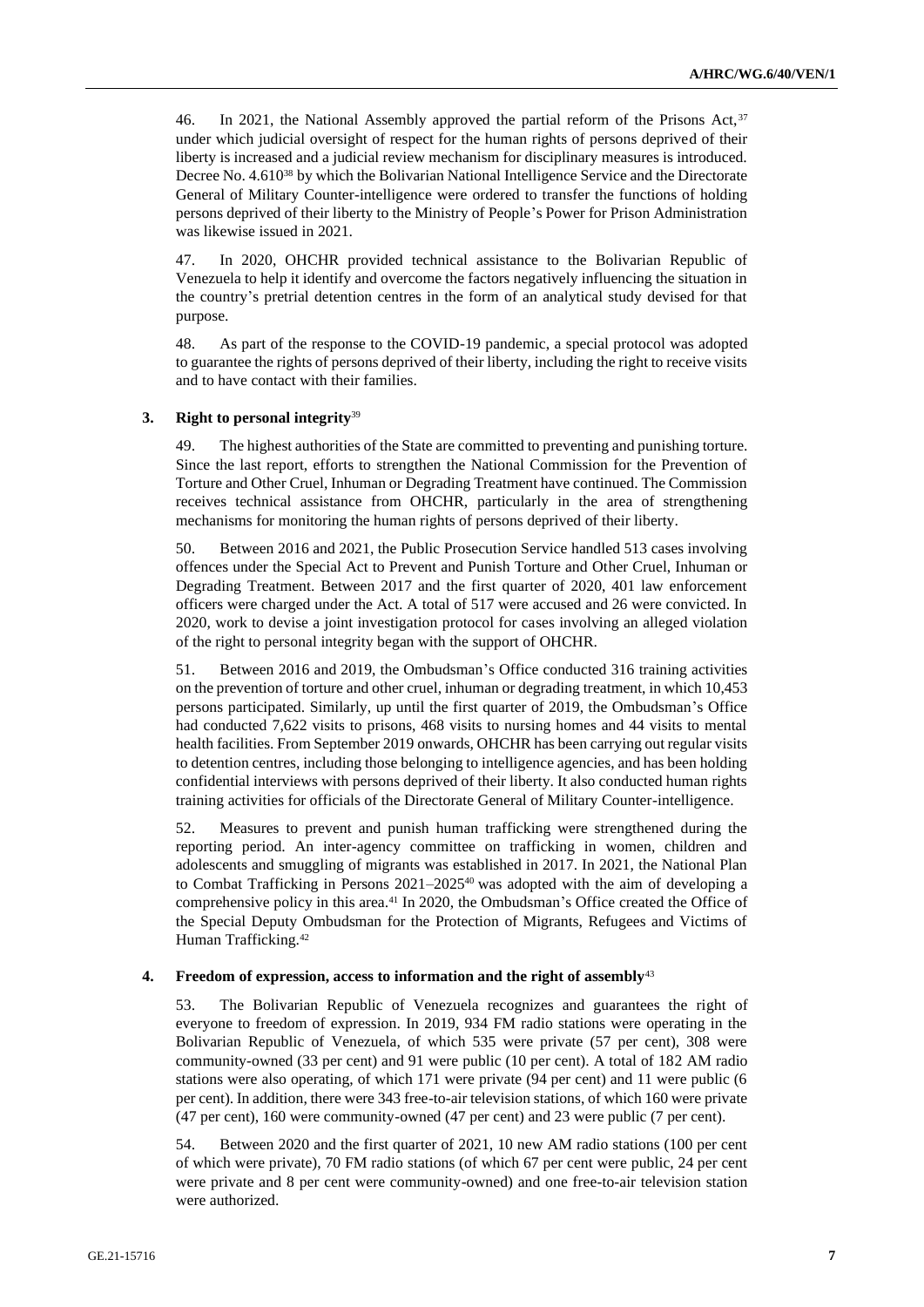46. In 2021, the National Assembly approved the partial reform of the Prisons Act,[37] under which judicial oversight of respect for the human rights of persons deprived of their liberty is increased and a judicial review mechanism for disciplinary measures is introduced. Decree No. 4.610[38] by which the Bolivarian National Intelligence Service and the Directorate General of Military Counter-intelligence were ordered to transfer the functions of holding persons deprived of their liberty to the Ministry of People's Power for Prison Administration was likewise issued in 2021.

47. In 2020, OHCHR provided technical assistance to the Bolivarian Republic of Venezuela to help it identify and overcome the factors negatively influencing the situation in the country's pretrial detention centres in the form of an analytical study devised for that purpose.

48. As part of the response to the COVID-19 pandemic, a special protocol was adopted to guarantee the rights of persons deprived of their liberty, including the right to receive visits and to have contact with their families.

### 3. Right to personal integrity[39]

49. The highest authorities of the State are committed to preventing and punishing torture. Since the last report, efforts to strengthen the National Commission for the Prevention of Torture and Other Cruel, Inhuman or Degrading Treatment have continued. The Commission receives technical assistance from OHCHR, particularly in the area of strengthening mechanisms for monitoring the human rights of persons deprived of their liberty.

50. Between 2016 and 2021, the Public Prosecution Service handled 513 cases involving offences under the Special Act to Prevent and Punish Torture and Other Cruel, Inhuman or Degrading Treatment. Between 2017 and the first quarter of 2020, 401 law enforcement officers were charged under the Act. A total of 517 were accused and 26 were convicted. In 2020, work to devise a joint investigation protocol for cases involving an alleged violation of the right to personal integrity began with the support of OHCHR.

51. Between 2016 and 2019, the Ombudsman's Office conducted 316 training activities on the prevention of torture and other cruel, inhuman or degrading treatment, in which 10,453 persons participated. Similarly, up until the first quarter of 2019, the Ombudsman's Office had conducted 7,622 visits to prisons, 468 visits to nursing homes and 44 visits to mental health facilities. From September 2019 onwards, OHCHR has been carrying out regular visits to detention centres, including those belonging to intelligence agencies, and has been holding confidential interviews with persons deprived of their liberty. It also conducted human rights training activities for officials of the Directorate General of Military Counter-intelligence.

52. Measures to prevent and punish human trafficking were strengthened during the reporting period. An inter-agency committee on trafficking in women, children and adolescents and smuggling of migrants was established in 2017. In 2021, the National Plan to Combat Trafficking in Persons 2021–2025[40] was adopted with the aim of developing a comprehensive policy in this area.[41] In 2020, the Ombudsman's Office created the Office of the Special Deputy Ombudsman for the Protection of Migrants, Refugees and Victims of Human Trafficking.[42]

### 4. Freedom of expression, access to information and the right of assembly[43]

53. The Bolivarian Republic of Venezuela recognizes and guarantees the right of everyone to freedom of expression. In 2019, 934 FM radio stations were operating in the Bolivarian Republic of Venezuela, of which 535 were private (57 per cent), 308 were community-owned (33 per cent) and 91 were public (10 per cent). A total of 182 AM radio stations were also operating, of which 171 were private (94 per cent) and 11 were public (6 per cent). In addition, there were 343 free-to-air television stations, of which 160 were private (47 per cent), 160 were community-owned (47 per cent) and 23 were public (7 per cent).

54. Between 2020 and the first quarter of 2021, 10 new AM radio stations (100 per cent of which were private), 70 FM radio stations (of which 67 per cent were public, 24 per cent were private and 8 per cent were community-owned) and one free-to-air television station were authorized.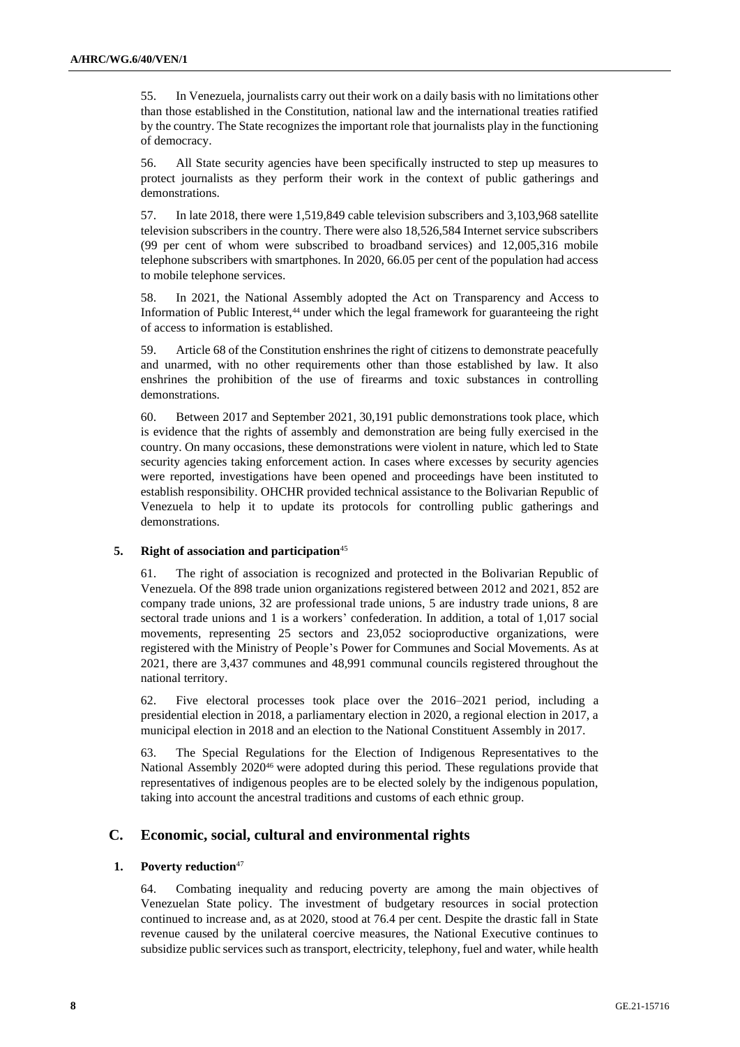55. In Venezuela, journalists carry out their work on a daily basis with no limitations other than those established in the Constitution, national law and the international treaties ratified by the country. The State recognizes the important role that journalists play in the functioning of democracy.

56. All State security agencies have been specifically instructed to step up measures to protect journalists as they perform their work in the context of public gatherings and demonstrations.

57. In late 2018, there were 1,519,849 cable television subscribers and 3,103,968 satellite television subscribers in the country. There were also 18,526,584 Internet service subscribers (99 per cent of whom were subscribed to broadband services) and 12,005,316 mobile telephone subscribers with smartphones. In 2020, 66.05 per cent of the population had access to mobile telephone services.

58. In 2021, the National Assembly adopted the Act on Transparency and Access to Information of Public Interest,[44] under which the legal framework for guaranteeing the right of access to information is established.

59. Article 68 of the Constitution enshrines the right of citizens to demonstrate peacefully and unarmed, with no other requirements other than those established by law. It also enshrines the prohibition of the use of firearms and toxic substances in controlling demonstrations.

60. Between 2017 and September 2021, 30,191 public demonstrations took place, which is evidence that the rights of assembly and demonstration are being fully exercised in the country. On many occasions, these demonstrations were violent in nature, which led to State security agencies taking enforcement action. In cases where excesses by security agencies were reported, investigations have been opened and proceedings have been instituted to establish responsibility. OHCHR provided technical assistance to the Bolivarian Republic of Venezuela to help it to update its protocols for controlling public gatherings and demonstrations.

### 5. Right of association and participation[45]

61. The right of association is recognized and protected in the Bolivarian Republic of Venezuela. Of the 898 trade union organizations registered between 2012 and 2021, 852 are company trade unions, 32 are professional trade unions, 5 are industry trade unions, 8 are sectoral trade unions and 1 is a workers' confederation. In addition, a total of 1,017 social movements, representing 25 sectors and 23,052 socioproductive organizations, were registered with the Ministry of People's Power for Communes and Social Movements. As at 2021, there are 3,437 communes and 48,991 communal councils registered throughout the national territory.

62. Five electoral processes took place over the 2016–2021 period, including a presidential election in 2018, a parliamentary election in 2020, a regional election in 2017, a municipal election in 2018 and an election to the National Constituent Assembly in 2017.

63. The Special Regulations for the Election of Indigenous Representatives to the National Assembly 2020[46] were adopted during this period. These regulations provide that representatives of indigenous peoples are to be elected solely by the indigenous population, taking into account the ancestral traditions and customs of each ethnic group.

## C. Economic, social, cultural and environmental rights

### 1. Poverty reduction[47]

64. Combating inequality and reducing poverty are among the main objectives of Venezuelan State policy. The investment of budgetary resources in social protection continued to increase and, as at 2020, stood at 76.4 per cent. Despite the drastic fall in State revenue caused by the unilateral coercive measures, the National Executive continues to subsidize public services such as transport, electricity, telephony, fuel and water, while health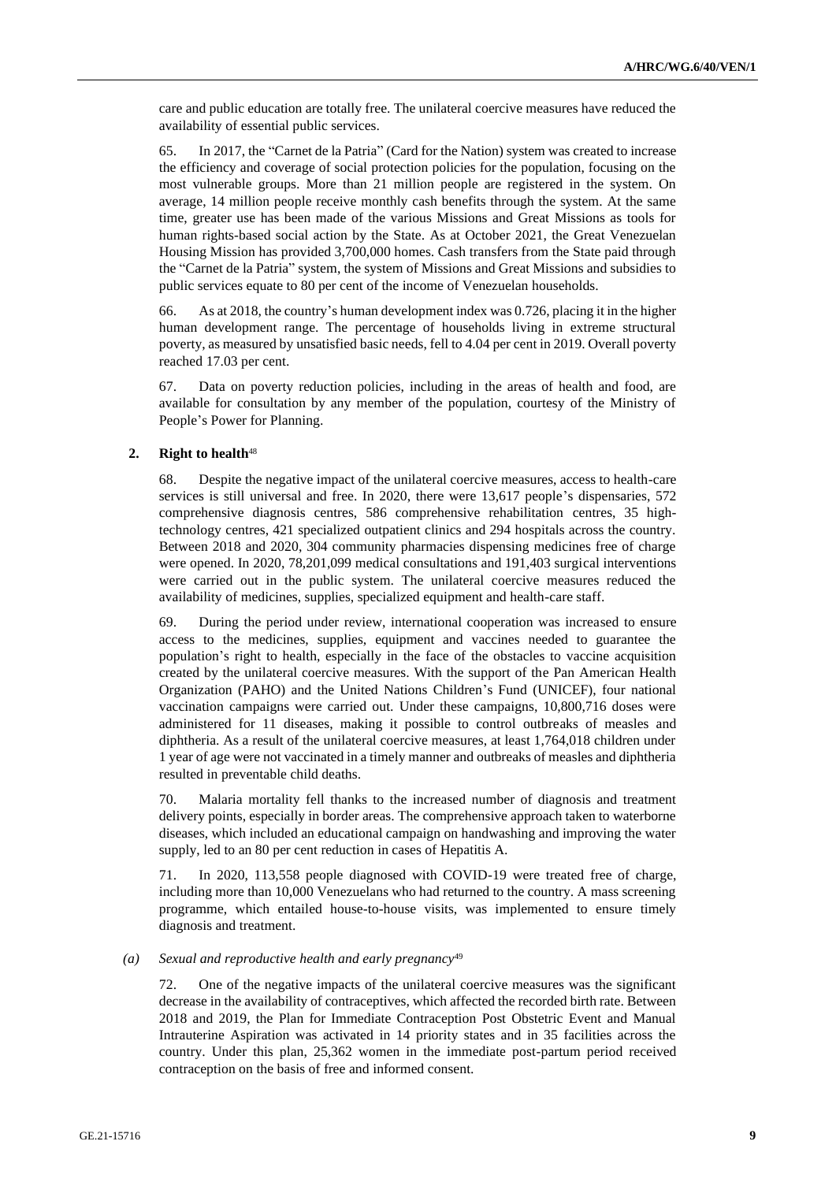care and public education are totally free. The unilateral coercive measures have reduced the availability of essential public services.

65. In 2017, the "Carnet de la Patria" (Card for the Nation) system was created to increase the efficiency and coverage of social protection policies for the population, focusing on the most vulnerable groups. More than 21 million people are registered in the system. On average, 14 million people receive monthly cash benefits through the system. At the same time, greater use has been made of the various Missions and Great Missions as tools for human rights-based social action by the State. As at October 2021, the Great Venezuelan Housing Mission has provided 3,700,000 homes. Cash transfers from the State paid through the "Carnet de la Patria" system, the system of Missions and Great Missions and subsidies to public services equate to 80 per cent of the income of Venezuelan households.

66. As at 2018, the country's human development index was 0.726, placing it in the higher human development range. The percentage of households living in extreme structural poverty, as measured by unsatisfied basic needs, fell to 4.04 per cent in 2019. Overall poverty reached 17.03 per cent.

67. Data on poverty reduction policies, including in the areas of health and food, are available for consultation by any member of the population, courtesy of the Ministry of People's Power for Planning.

### 2. Right to health[48]

68. Despite the negative impact of the unilateral coercive measures, access to health-care services is still universal and free. In 2020, there were 13,617 people's dispensaries, 572 comprehensive diagnosis centres, 586 comprehensive rehabilitation centres, 35 high-technology centres, 421 specialized outpatient clinics and 294 hospitals across the country. Between 2018 and 2020, 304 community pharmacies dispensing medicines free of charge were opened. In 2020, 78,201,099 medical consultations and 191,403 surgical interventions were carried out in the public system. The unilateral coercive measures reduced the availability of medicines, supplies, specialized equipment and health-care staff.

69. During the period under review, international cooperation was increased to ensure access to the medicines, supplies, equipment and vaccines needed to guarantee the population's right to health, especially in the face of the obstacles to vaccine acquisition created by the unilateral coercive measures. With the support of the Pan American Health Organization (PAHO) and the United Nations Children's Fund (UNICEF), four national vaccination campaigns were carried out. Under these campaigns, 10,800,716 doses were administered for 11 diseases, making it possible to control outbreaks of measles and diphtheria. As a result of the unilateral coercive measures, at least 1,764,018 children under 1 year of age were not vaccinated in a timely manner and outbreaks of measles and diphtheria resulted in preventable child deaths.

70. Malaria mortality fell thanks to the increased number of diagnosis and treatment delivery points, especially in border areas. The comprehensive approach taken to waterborne diseases, which included an educational campaign on handwashing and improving the water supply, led to an 80 per cent reduction in cases of Hepatitis A.

71. In 2020, 113,558 people diagnosed with COVID-19 were treated free of charge, including more than 10,000 Venezuelans who had returned to the country. A mass screening programme, which entailed house-to-house visits, was implemented to ensure timely diagnosis and treatment.

#### *(a) Sexual and reproductive health and early pregnancy*[49]

72. One of the negative impacts of the unilateral coercive measures was the significant decrease in the availability of contraceptives, which affected the recorded birth rate. Between 2018 and 2019, the Plan for Immediate Contraception Post Obstetric Event and Manual Intrauterine Aspiration was activated in 14 priority states and in 35 facilities across the country. Under this plan, 25,362 women in the immediate post-partum period received contraception on the basis of free and informed consent.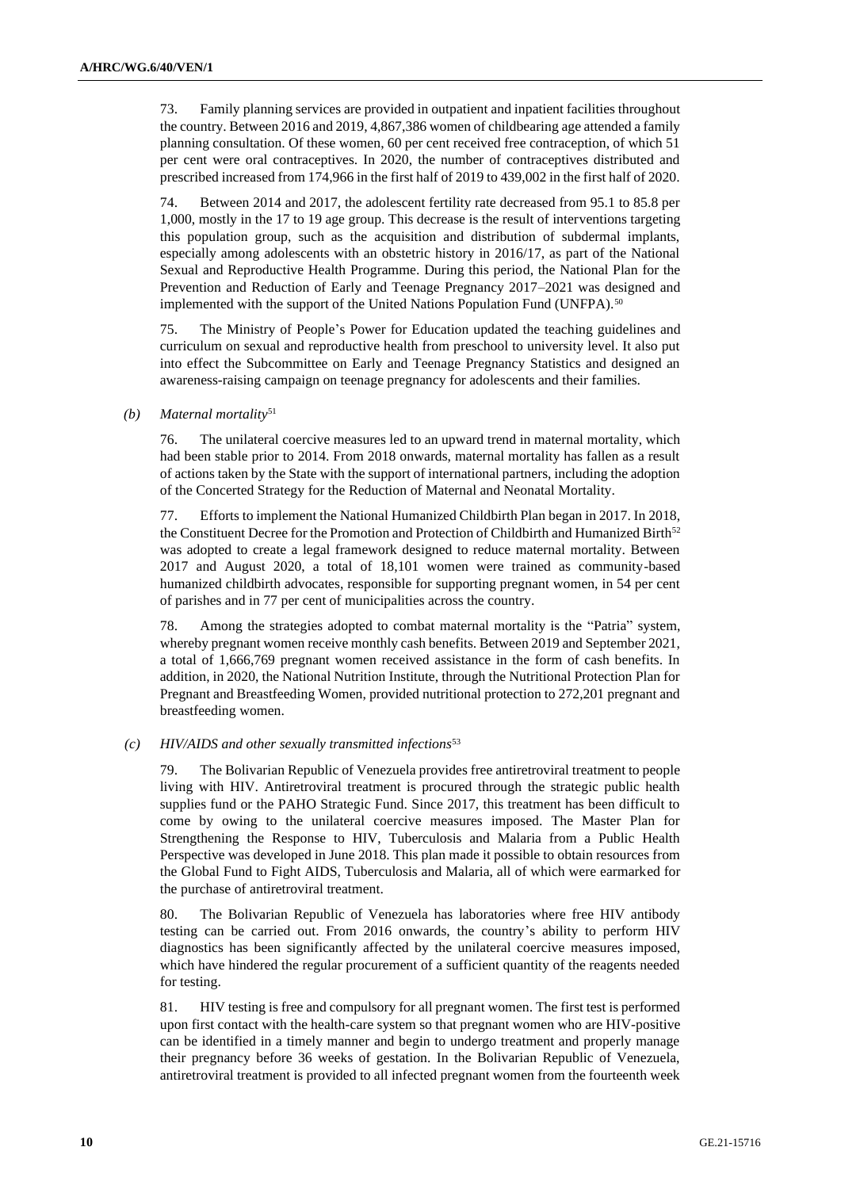73. Family planning services are provided in outpatient and inpatient facilities throughout the country. Between 2016 and 2019, 4,867,386 women of childbearing age attended a family planning consultation. Of these women, 60 per cent received free contraception, of which 51 per cent were oral contraceptives. In 2020, the number of contraceptives distributed and prescribed increased from 174,966 in the first half of 2019 to 439,002 in the first half of 2020.

74. Between 2014 and 2017, the adolescent fertility rate decreased from 95.1 to 85.8 per 1,000, mostly in the 17 to 19 age group. This decrease is the result of interventions targeting this population group, such as the acquisition and distribution of subdermal implants, especially among adolescents with an obstetric history in 2016/17, as part of the National Sexual and Reproductive Health Programme. During this period, the National Plan for the Prevention and Reduction of Early and Teenage Pregnancy 2017–2021 was designed and implemented with the support of the United Nations Population Fund (UNFPA).[50]

75. The Ministry of People's Power for Education updated the teaching guidelines and curriculum on sexual and reproductive health from preschool to university level. It also put into effect the Subcommittee on Early and Teenage Pregnancy Statistics and designed an awareness-raising campaign on teenage pregnancy for adolescents and their families.

*(b) Maternal mortality*[51]

76. The unilateral coercive measures led to an upward trend in maternal mortality, which had been stable prior to 2014. From 2018 onwards, maternal mortality has fallen as a result of actions taken by the State with the support of international partners, including the adoption of the Concerted Strategy for the Reduction of Maternal and Neonatal Mortality.

77. Efforts to implement the National Humanized Childbirth Plan began in 2017. In 2018, the Constituent Decree for the Promotion and Protection of Childbirth and Humanized Birth[52] was adopted to create a legal framework designed to reduce maternal mortality. Between 2017 and August 2020, a total of 18,101 women were trained as community-based humanized childbirth advocates, responsible for supporting pregnant women, in 54 per cent of parishes and in 77 per cent of municipalities across the country.

78. Among the strategies adopted to combat maternal mortality is the "Patria" system, whereby pregnant women receive monthly cash benefits. Between 2019 and September 2021, a total of 1,666,769 pregnant women received assistance in the form of cash benefits. In addition, in 2020, the National Nutrition Institute, through the Nutritional Protection Plan for Pregnant and Breastfeeding Women, provided nutritional protection to 272,201 pregnant and breastfeeding women.

*(c) HIV/AIDS and other sexually transmitted infections*[53]

79. The Bolivarian Republic of Venezuela provides free antiretroviral treatment to people living with HIV. Antiretroviral treatment is procured through the strategic public health supplies fund or the PAHO Strategic Fund. Since 2017, this treatment has been difficult to come by owing to the unilateral coercive measures imposed. The Master Plan for Strengthening the Response to HIV, Tuberculosis and Malaria from a Public Health Perspective was developed in June 2018. This plan made it possible to obtain resources from the Global Fund to Fight AIDS, Tuberculosis and Malaria, all of which were earmarked for the purchase of antiretroviral treatment.

80. The Bolivarian Republic of Venezuela has laboratories where free HIV antibody testing can be carried out. From 2016 onwards, the country's ability to perform HIV diagnostics has been significantly affected by the unilateral coercive measures imposed, which have hindered the regular procurement of a sufficient quantity of the reagents needed for testing.

81. HIV testing is free and compulsory for all pregnant women. The first test is performed upon first contact with the health-care system so that pregnant women who are HIV-positive can be identified in a timely manner and begin to undergo treatment and properly manage their pregnancy before 36 weeks of gestation. In the Bolivarian Republic of Venezuela, antiretroviral treatment is provided to all infected pregnant women from the fourteenth week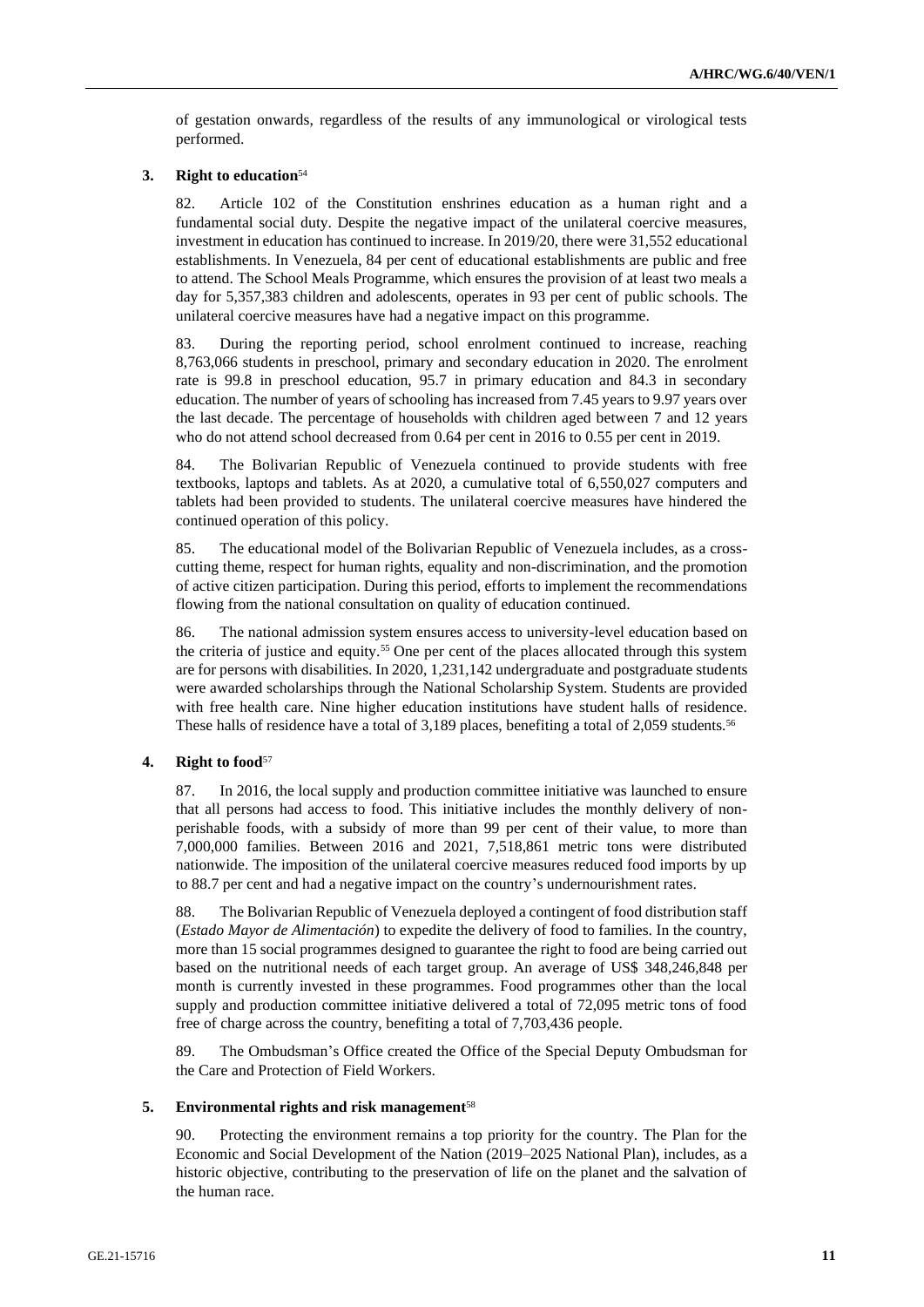of gestation onwards, regardless of the results of any immunological or virological tests performed.

### 3. Right to education[54]

82. Article 102 of the Constitution enshrines education as a human right and a fundamental social duty. Despite the negative impact of the unilateral coercive measures, investment in education has continued to increase. In 2019/20, there were 31,552 educational establishments. In Venezuela, 84 per cent of educational establishments are public and free to attend. The School Meals Programme, which ensures the provision of at least two meals a day for 5,357,383 children and adolescents, operates in 93 per cent of public schools. The unilateral coercive measures have had a negative impact on this programme.

83. During the reporting period, school enrolment continued to increase, reaching 8,763,066 students in preschool, primary and secondary education in 2020. The enrolment rate is 99.8 in preschool education, 95.7 in primary education and 84.3 in secondary education. The number of years of schooling has increased from 7.45 years to 9.97 years over the last decade. The percentage of households with children aged between 7 and 12 years who do not attend school decreased from 0.64 per cent in 2016 to 0.55 per cent in 2019.

84. The Bolivarian Republic of Venezuela continued to provide students with free textbooks, laptops and tablets. As at 2020, a cumulative total of 6,550,027 computers and tablets had been provided to students. The unilateral coercive measures have hindered the continued operation of this policy.

85. The educational model of the Bolivarian Republic of Venezuela includes, as a cross-cutting theme, respect for human rights, equality and non-discrimination, and the promotion of active citizen participation. During this period, efforts to implement the recommendations flowing from the national consultation on quality of education continued.

86. The national admission system ensures access to university-level education based on the criteria of justice and equity.[55] One per cent of the places allocated through this system are for persons with disabilities. In 2020, 1,231,142 undergraduate and postgraduate students were awarded scholarships through the National Scholarship System. Students are provided with free health care. Nine higher education institutions have student halls of residence. These halls of residence have a total of 3,189 places, benefiting a total of 2,059 students.[56]

### 4. Right to food[57]

87. In 2016, the local supply and production committee initiative was launched to ensure that all persons had access to food. This initiative includes the monthly delivery of non-perishable foods, with a subsidy of more than 99 per cent of their value, to more than 7,000,000 families. Between 2016 and 2021, 7,518,861 metric tons were distributed nationwide. The imposition of the unilateral coercive measures reduced food imports by up to 88.7 per cent and had a negative impact on the country's undernourishment rates.

88. The Bolivarian Republic of Venezuela deployed a contingent of food distribution staff (*Estado Mayor de Alimentación*) to expedite the delivery of food to families. In the country, more than 15 social programmes designed to guarantee the right to food are being carried out based on the nutritional needs of each target group. An average of US$ 348,246,848 per month is currently invested in these programmes. Food programmes other than the local supply and production committee initiative delivered a total of 72,095 metric tons of food free of charge across the country, benefiting a total of 7,703,436 people.

89. The Ombudsman's Office created the Office of the Special Deputy Ombudsman for the Care and Protection of Field Workers.

### 5. Environmental rights and risk management[58]

90. Protecting the environment remains a top priority for the country. The Plan for the Economic and Social Development of the Nation (2019–2025 National Plan), includes, as a historic objective, contributing to the preservation of life on the planet and the salvation of the human race.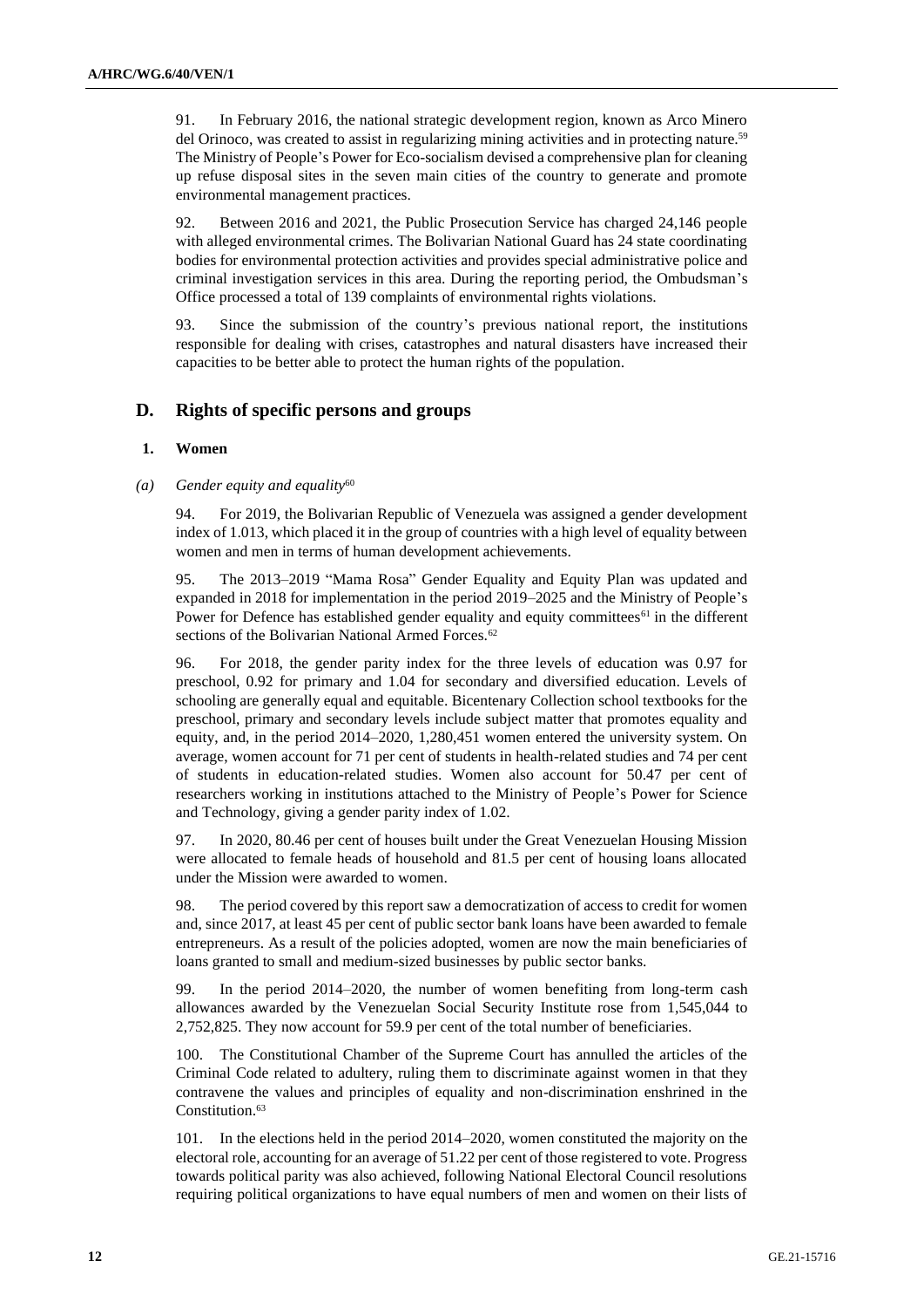91. In February 2016, the national strategic development region, known as Arco Minero del Orinoco, was created to assist in regularizing mining activities and in protecting nature.[59] The Ministry of People's Power for Eco-socialism devised a comprehensive plan for cleaning up refuse disposal sites in the seven main cities of the country to generate and promote environmental management practices.

92. Between 2016 and 2021, the Public Prosecution Service has charged 24,146 people with alleged environmental crimes. The Bolivarian National Guard has 24 state coordinating bodies for environmental protection activities and provides special administrative police and criminal investigation services in this area. During the reporting period, the Ombudsman's Office processed a total of 139 complaints of environmental rights violations.

93. Since the submission of the country's previous national report, the institutions responsible for dealing with crises, catastrophes and natural disasters have increased their capacities to be better able to protect the human rights of the population.

## D. Rights of specific persons and groups

### 1. Women

*(a) Gender equity and equality*[60]

94. For 2019, the Bolivarian Republic of Venezuela was assigned a gender development index of 1.013, which placed it in the group of countries with a high level of equality between women and men in terms of human development achievements.

95. The 2013–2019 "Mama Rosa" Gender Equality and Equity Plan was updated and expanded in 2018 for implementation in the period 2019–2025 and the Ministry of People's Power for Defence has established gender equality and equity committees[61] in the different sections of the Bolivarian National Armed Forces.[62]

96. For 2018, the gender parity index for the three levels of education was 0.97 for preschool, 0.92 for primary and 1.04 for secondary and diversified education. Levels of schooling are generally equal and equitable. Bicentenary Collection school textbooks for the preschool, primary and secondary levels include subject matter that promotes equality and equity, and, in the period 2014–2020, 1,280,451 women entered the university system. On average, women account for 71 per cent of students in health-related studies and 74 per cent of students in education-related studies. Women also account for 50.47 per cent of researchers working in institutions attached to the Ministry of People's Power for Science and Technology, giving a gender parity index of 1.02.

97. In 2020, 80.46 per cent of houses built under the Great Venezuelan Housing Mission were allocated to female heads of household and 81.5 per cent of housing loans allocated under the Mission were awarded to women.

98. The period covered by this report saw a democratization of access to credit for women and, since 2017, at least 45 per cent of public sector bank loans have been awarded to female entrepreneurs. As a result of the policies adopted, women are now the main beneficiaries of loans granted to small and medium-sized businesses by public sector banks.

99. In the period 2014–2020, the number of women benefiting from long-term cash allowances awarded by the Venezuelan Social Security Institute rose from 1,545,044 to 2,752,825. They now account for 59.9 per cent of the total number of beneficiaries.

100. The Constitutional Chamber of the Supreme Court has annulled the articles of the Criminal Code related to adultery, ruling them to discriminate against women in that they contravene the values and principles of equality and non-discrimination enshrined in the Constitution.[63]

101. In the elections held in the period 2014–2020, women constituted the majority on the electoral role, accounting for an average of 51.22 per cent of those registered to vote. Progress towards political parity was also achieved, following National Electoral Council resolutions requiring political organizations to have equal numbers of men and women on their lists of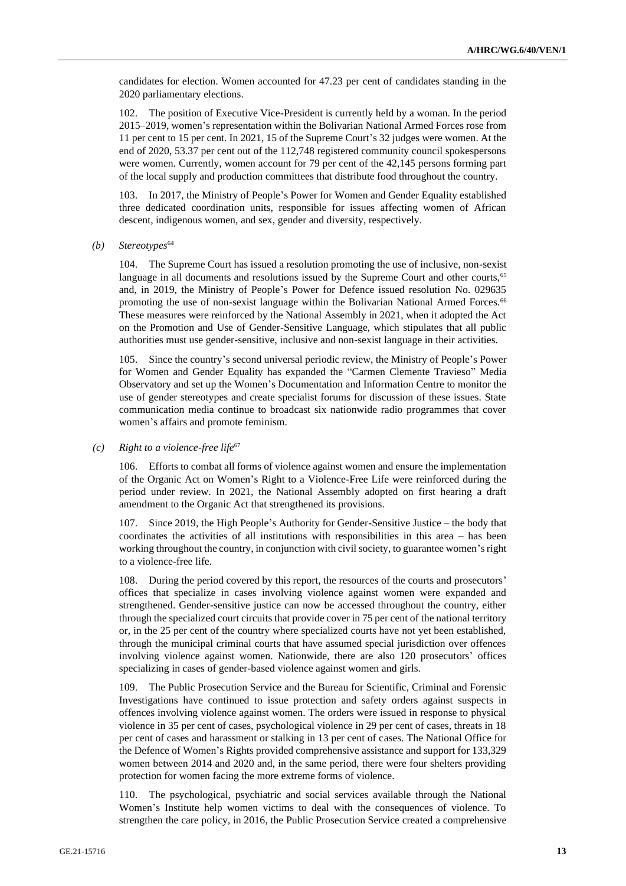candidates for election. Women accounted for 47.23 per cent of candidates standing in the 2020 parliamentary elections.

102. The position of Executive Vice-President is currently held by a woman. In the period 2015–2019, women's representation within the Bolivarian National Armed Forces rose from 11 per cent to 15 per cent. In 2021, 15 of the Supreme Court's 32 judges were women. At the end of 2020, 53.37 per cent out of the 112,748 registered community council spokespersons were women. Currently, women account for 79 per cent of the 42,145 persons forming part of the local supply and production committees that distribute food throughout the country.

103. In 2017, the Ministry of People's Power for Women and Gender Equality established three dedicated coordination units, responsible for issues affecting women of African descent, indigenous women, and sex, gender and diversity, respectively.

*(b) Stereotypes*[64]

104. The Supreme Court has issued a resolution promoting the use of inclusive, non-sexist language in all documents and resolutions issued by the Supreme Court and other courts,[65] and, in 2019, the Ministry of People's Power for Defence issued resolution No. 029635 promoting the use of non-sexist language within the Bolivarian National Armed Forces.[66] These measures were reinforced by the National Assembly in 2021, when it adopted the Act on the Promotion and Use of Gender-Sensitive Language, which stipulates that all public authorities must use gender-sensitive, inclusive and non-sexist language in their activities.

105. Since the country's second universal periodic review, the Ministry of People's Power for Women and Gender Equality has expanded the "Carmen Clemente Travieso" Media Observatory and set up the Women's Documentation and Information Centre to monitor the use of gender stereotypes and create specialist forums for discussion of these issues. State communication media continue to broadcast six nationwide radio programmes that cover women's affairs and promote feminism.

*(c) Right to a violence-free life*[67]

106. Efforts to combat all forms of violence against women and ensure the implementation of the Organic Act on Women's Right to a Violence-Free Life were reinforced during the period under review. In 2021, the National Assembly adopted on first hearing a draft amendment to the Organic Act that strengthened its provisions.

107. Since 2019, the High People's Authority for Gender-Sensitive Justice – the body that coordinates the activities of all institutions with responsibilities in this area – has been working throughout the country, in conjunction with civil society, to guarantee women's right to a violence-free life.

108. During the period covered by this report, the resources of the courts and prosecutors' offices that specialize in cases involving violence against women were expanded and strengthened. Gender-sensitive justice can now be accessed throughout the country, either through the specialized court circuits that provide cover in 75 per cent of the national territory or, in the 25 per cent of the country where specialized courts have not yet been established, through the municipal criminal courts that have assumed special jurisdiction over offences involving violence against women. Nationwide, there are also 120 prosecutors' offices specializing in cases of gender-based violence against women and girls.

109. The Public Prosecution Service and the Bureau for Scientific, Criminal and Forensic Investigations have continued to issue protection and safety orders against suspects in offences involving violence against women. The orders were issued in response to physical violence in 35 per cent of cases, psychological violence in 29 per cent of cases, threats in 18 per cent of cases and harassment or stalking in 13 per cent of cases. The National Office for the Defence of Women's Rights provided comprehensive assistance and support for 133,329 women between 2014 and 2020 and, in the same period, there were four shelters providing protection for women facing the more extreme forms of violence.

110. The psychological, psychiatric and social services available through the National Women's Institute help women victims to deal with the consequences of violence. To strengthen the care policy, in 2016, the Public Prosecution Service created a comprehensive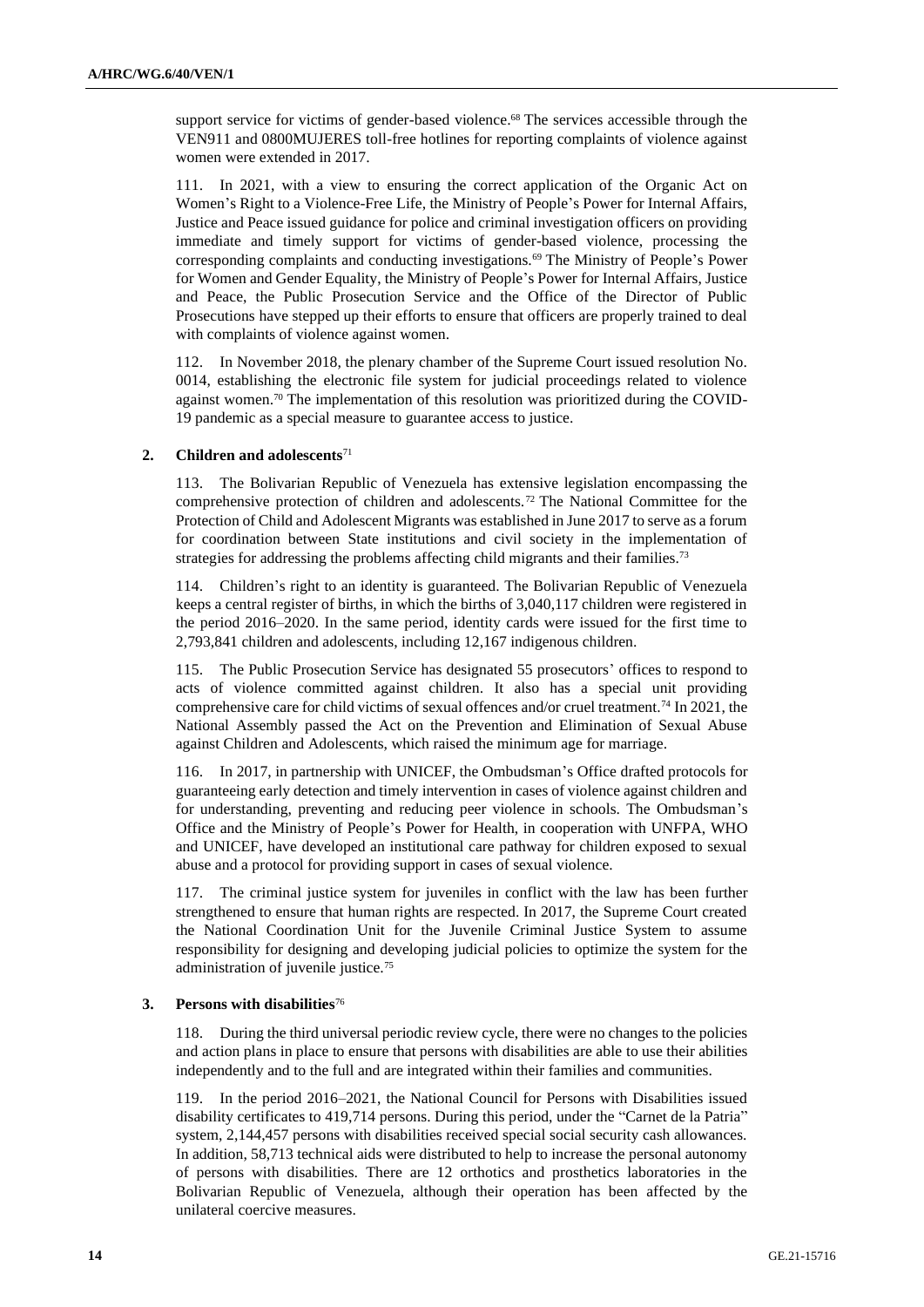support service for victims of gender-based violence.[68] The services accessible through the VEN911 and 0800MUJERES toll-free hotlines for reporting complaints of violence against women were extended in 2017.

111. In 2021, with a view to ensuring the correct application of the Organic Act on Women's Right to a Violence-Free Life, the Ministry of People's Power for Internal Affairs, Justice and Peace issued guidance for police and criminal investigation officers on providing immediate and timely support for victims of gender-based violence, processing the corresponding complaints and conducting investigations.[69] The Ministry of People's Power for Women and Gender Equality, the Ministry of People's Power for Internal Affairs, Justice and Peace, the Public Prosecution Service and the Office of the Director of Public Prosecutions have stepped up their efforts to ensure that officers are properly trained to deal with complaints of violence against women.

112. In November 2018, the plenary chamber of the Supreme Court issued resolution No. 0014, establishing the electronic file system for judicial proceedings related to violence against women.[70] The implementation of this resolution was prioritized during the COVID-19 pandemic as a special measure to guarantee access to justice.

### 2. Children and adolescents[71]

113. The Bolivarian Republic of Venezuela has extensive legislation encompassing the comprehensive protection of children and adolescents.[72] The National Committee for the Protection of Child and Adolescent Migrants was established in June 2017 to serve as a forum for coordination between State institutions and civil society in the implementation of strategies for addressing the problems affecting child migrants and their families.[73]

114. Children's right to an identity is guaranteed. The Bolivarian Republic of Venezuela keeps a central register of births, in which the births of 3,040,117 children were registered in the period 2016–2020. In the same period, identity cards were issued for the first time to 2,793,841 children and adolescents, including 12,167 indigenous children.

115. The Public Prosecution Service has designated 55 prosecutors' offices to respond to acts of violence committed against children. It also has a special unit providing comprehensive care for child victims of sexual offences and/or cruel treatment.[74] In 2021, the National Assembly passed the Act on the Prevention and Elimination of Sexual Abuse against Children and Adolescents, which raised the minimum age for marriage.

116. In 2017, in partnership with UNICEF, the Ombudsman's Office drafted protocols for guaranteeing early detection and timely intervention in cases of violence against children and for understanding, preventing and reducing peer violence in schools. The Ombudsman's Office and the Ministry of People's Power for Health, in cooperation with UNFPA, WHO and UNICEF, have developed an institutional care pathway for children exposed to sexual abuse and a protocol for providing support in cases of sexual violence.

117. The criminal justice system for juveniles in conflict with the law has been further strengthened to ensure that human rights are respected. In 2017, the Supreme Court created the National Coordination Unit for the Juvenile Criminal Justice System to assume responsibility for designing and developing judicial policies to optimize the system for the administration of juvenile justice.[75]

### 3. Persons with disabilities[76]

118. During the third universal periodic review cycle, there were no changes to the policies and action plans in place to ensure that persons with disabilities are able to use their abilities independently and to the full and are integrated within their families and communities.

119. In the period 2016–2021, the National Council for Persons with Disabilities issued disability certificates to 419,714 persons. During this period, under the "Carnet de la Patria" system, 2,144,457 persons with disabilities received special social security cash allowances. In addition, 58,713 technical aids were distributed to help to increase the personal autonomy of persons with disabilities. There are 12 orthotics and prosthetics laboratories in the Bolivarian Republic of Venezuela, although their operation has been affected by the unilateral coercive measures.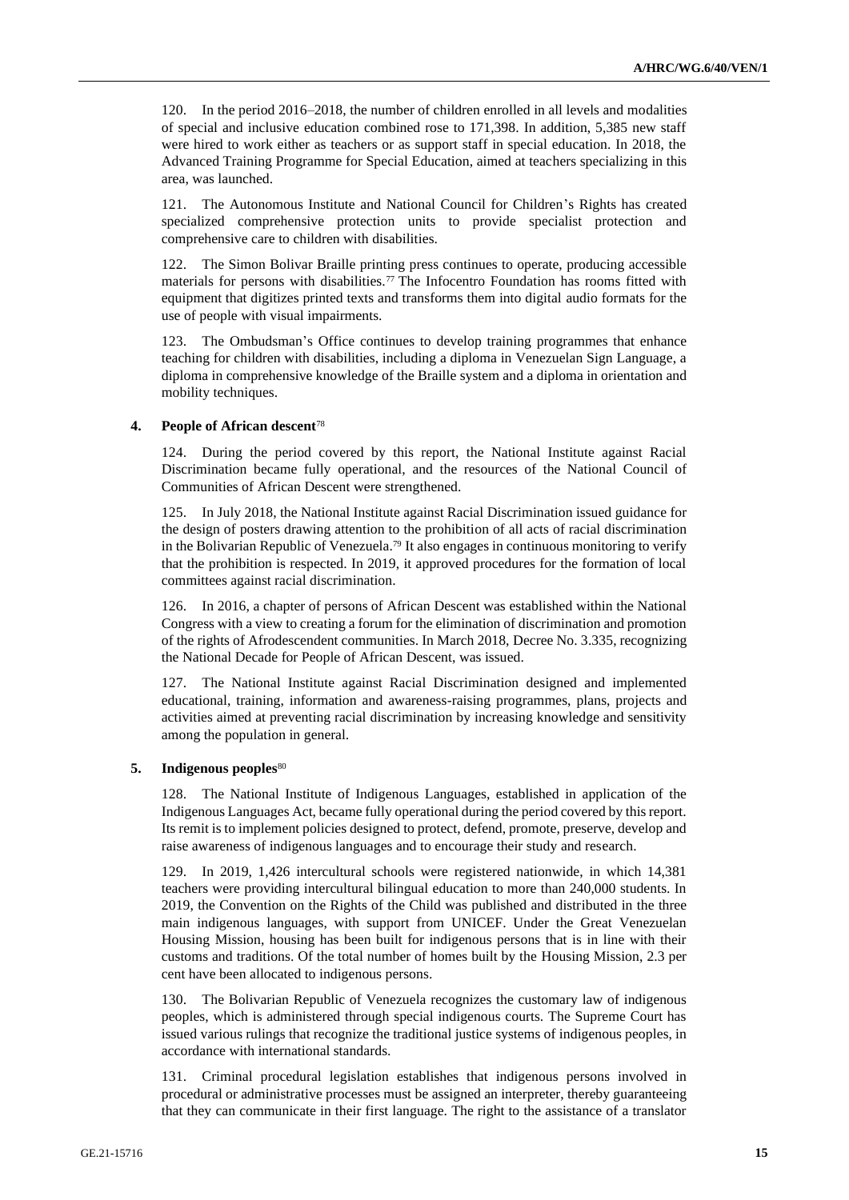120. In the period 2016–2018, the number of children enrolled in all levels and modalities of special and inclusive education combined rose to 171,398. In addition, 5,385 new staff were hired to work either as teachers or as support staff in special education. In 2018, the Advanced Training Programme for Special Education, aimed at teachers specializing in this area, was launched.

121. The Autonomous Institute and National Council for Children's Rights has created specialized comprehensive protection units to provide specialist protection and comprehensive care to children with disabilities.

122. The Simon Bolivar Braille printing press continues to operate, producing accessible materials for persons with disabilities.[77] The Infocentro Foundation has rooms fitted with equipment that digitizes printed texts and transforms them into digital audio formats for the use of people with visual impairments.

123. The Ombudsman's Office continues to develop training programmes that enhance teaching for children with disabilities, including a diploma in Venezuelan Sign Language, a diploma in comprehensive knowledge of the Braille system and a diploma in orientation and mobility techniques.

#### 4. People of African descent[78]

124. During the period covered by this report, the National Institute against Racial Discrimination became fully operational, and the resources of the National Council of Communities of African Descent were strengthened.

125. In July 2018, the National Institute against Racial Discrimination issued guidance for the design of posters drawing attention to the prohibition of all acts of racial discrimination in the Bolivarian Republic of Venezuela.[79] It also engages in continuous monitoring to verify that the prohibition is respected. In 2019, it approved procedures for the formation of local committees against racial discrimination.

126. In 2016, a chapter of persons of African Descent was established within the National Congress with a view to creating a forum for the elimination of discrimination and promotion of the rights of Afrodescendent communities. In March 2018, Decree No. 3.335, recognizing the National Decade for People of African Descent, was issued.

127. The National Institute against Racial Discrimination designed and implemented educational, training, information and awareness-raising programmes, plans, projects and activities aimed at preventing racial discrimination by increasing knowledge and sensitivity among the population in general.

#### 5. Indigenous peoples[80]

128. The National Institute of Indigenous Languages, established in application of the Indigenous Languages Act, became fully operational during the period covered by this report. Its remit is to implement policies designed to protect, defend, promote, preserve, develop and raise awareness of indigenous languages and to encourage their study and research.

129. In 2019, 1,426 intercultural schools were registered nationwide, in which 14,381 teachers were providing intercultural bilingual education to more than 240,000 students. In 2019, the Convention on the Rights of the Child was published and distributed in the three main indigenous languages, with support from UNICEF. Under the Great Venezuelan Housing Mission, housing has been built for indigenous persons that is in line with their customs and traditions. Of the total number of homes built by the Housing Mission, 2.3 per cent have been allocated to indigenous persons.

130. The Bolivarian Republic of Venezuela recognizes the customary law of indigenous peoples, which is administered through special indigenous courts. The Supreme Court has issued various rulings that recognize the traditional justice systems of indigenous peoples, in accordance with international standards.

131. Criminal procedural legislation establishes that indigenous persons involved in procedural or administrative processes must be assigned an interpreter, thereby guaranteeing that they can communicate in their first language. The right to the assistance of a translator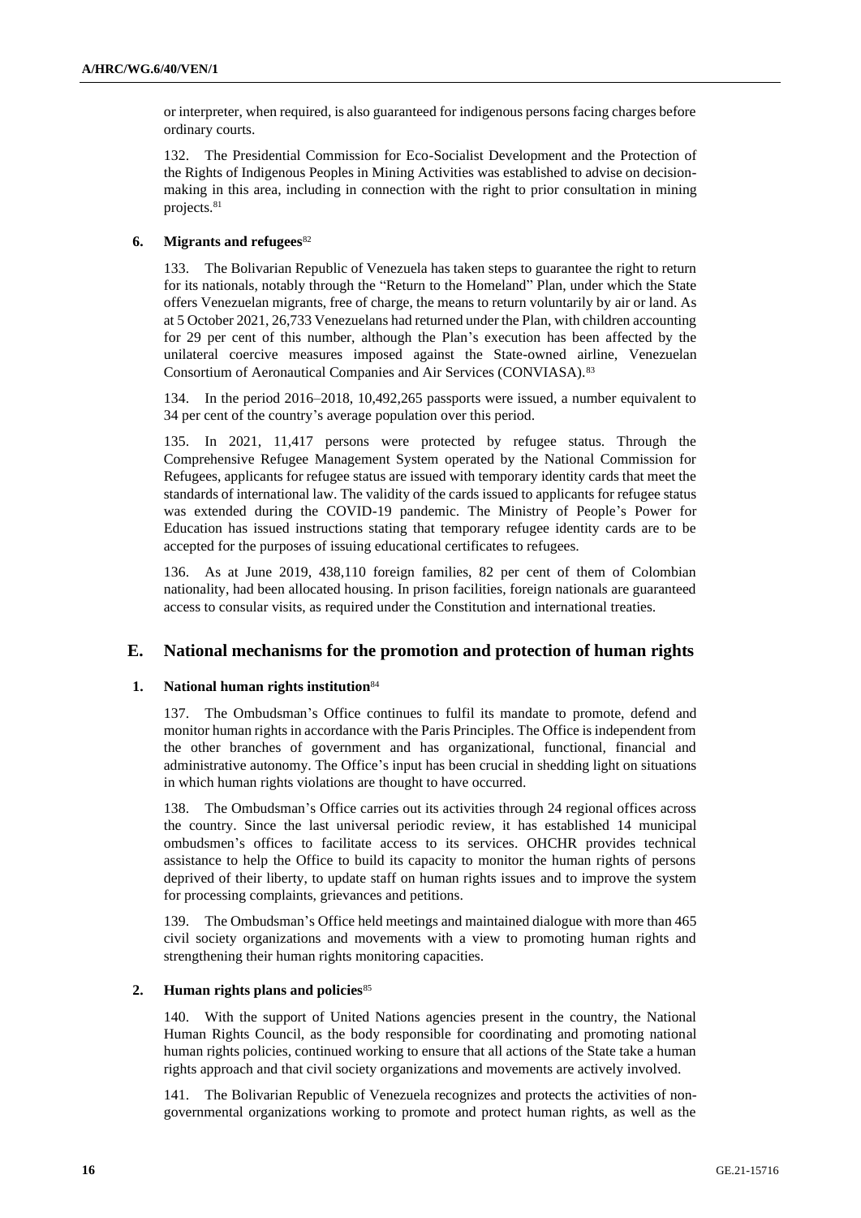or interpreter, when required, is also guaranteed for indigenous persons facing charges before ordinary courts.

132. The Presidential Commission for Eco-Socialist Development and the Protection of the Rights of Indigenous Peoples in Mining Activities was established to advise on decision-making in this area, including in connection with the right to prior consultation in mining projects.[81]

### 6. Migrants and refugees[82]

133. The Bolivarian Republic of Venezuela has taken steps to guarantee the right to return for its nationals, notably through the "Return to the Homeland" Plan, under which the State offers Venezuelan migrants, free of charge, the means to return voluntarily by air or land. As at 5 October 2021, 26,733 Venezuelans had returned under the Plan, with children accounting for 29 per cent of this number, although the Plan's execution has been affected by the unilateral coercive measures imposed against the State-owned airline, Venezuelan Consortium of Aeronautical Companies and Air Services (CONVIASA).[83]

134. In the period 2016–2018, 10,492,265 passports were issued, a number equivalent to 34 per cent of the country's average population over this period.

135. In 2021, 11,417 persons were protected by refugee status. Through the Comprehensive Refugee Management System operated by the National Commission for Refugees, applicants for refugee status are issued with temporary identity cards that meet the standards of international law. The validity of the cards issued to applicants for refugee status was extended during the COVID-19 pandemic. The Ministry of People's Power for Education has issued instructions stating that temporary refugee identity cards are to be accepted for the purposes of issuing educational certificates to refugees.

136. As at June 2019, 438,110 foreign families, 82 per cent of them of Colombian nationality, had been allocated housing. In prison facilities, foreign nationals are guaranteed access to consular visits, as required under the Constitution and international treaties.

## E. National mechanisms for the promotion and protection of human rights

### 1. National human rights institution[84]

137. The Ombudsman's Office continues to fulfil its mandate to promote, defend and monitor human rights in accordance with the Paris Principles. The Office is independent from the other branches of government and has organizational, functional, financial and administrative autonomy. The Office's input has been crucial in shedding light on situations in which human rights violations are thought to have occurred.

138. The Ombudsman's Office carries out its activities through 24 regional offices across the country. Since the last universal periodic review, it has established 14 municipal ombudsmen's offices to facilitate access to its services. OHCHR provides technical assistance to help the Office to build its capacity to monitor the human rights of persons deprived of their liberty, to update staff on human rights issues and to improve the system for processing complaints, grievances and petitions.

139. The Ombudsman's Office held meetings and maintained dialogue with more than 465 civil society organizations and movements with a view to promoting human rights and strengthening their human rights monitoring capacities.

### 2. Human rights plans and policies[85]

140. With the support of United Nations agencies present in the country, the National Human Rights Council, as the body responsible for coordinating and promoting national human rights policies, continued working to ensure that all actions of the State take a human rights approach and that civil society organizations and movements are actively involved.

141. The Bolivarian Republic of Venezuela recognizes and protects the activities of non-governmental organizations working to promote and protect human rights, as well as the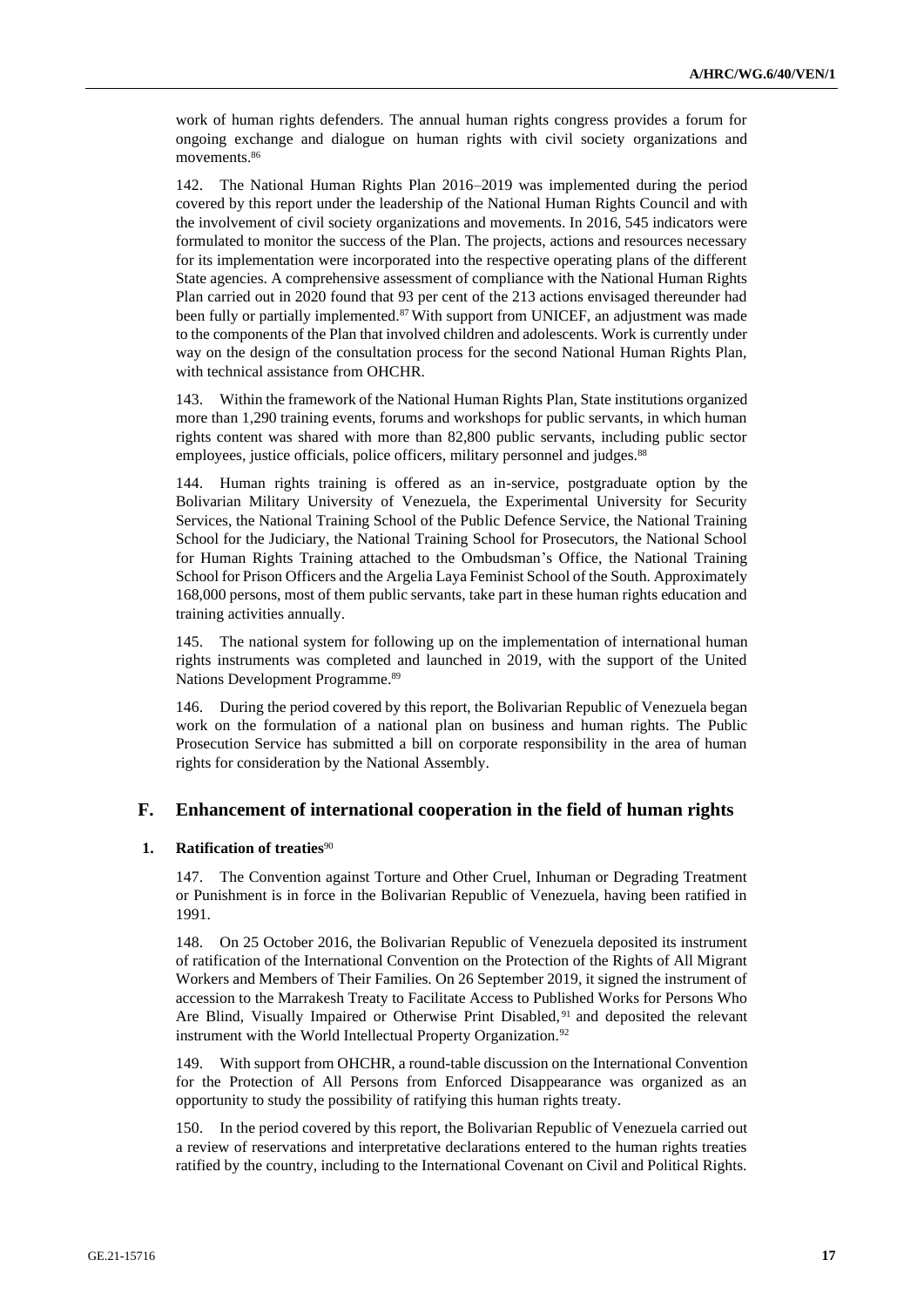work of human rights defenders. The annual human rights congress provides a forum for ongoing exchange and dialogue on human rights with civil society organizations and movements.[86]

142. The National Human Rights Plan 2016–2019 was implemented during the period covered by this report under the leadership of the National Human Rights Council and with the involvement of civil society organizations and movements. In 2016, 545 indicators were formulated to monitor the success of the Plan. The projects, actions and resources necessary for its implementation were incorporated into the respective operating plans of the different State agencies. A comprehensive assessment of compliance with the National Human Rights Plan carried out in 2020 found that 93 per cent of the 213 actions envisaged thereunder had been fully or partially implemented.[87] With support from UNICEF, an adjustment was made to the components of the Plan that involved children and adolescents. Work is currently under way on the design of the consultation process for the second National Human Rights Plan, with technical assistance from OHCHR.

143. Within the framework of the National Human Rights Plan, State institutions organized more than 1,290 training events, forums and workshops for public servants, in which human rights content was shared with more than 82,800 public servants, including public sector employees, justice officials, police officers, military personnel and judges.[88]

144. Human rights training is offered as an in-service, postgraduate option by the Bolivarian Military University of Venezuela, the Experimental University for Security Services, the National Training School of the Public Defence Service, the National Training School for the Judiciary, the National Training School for Prosecutors, the National School for Human Rights Training attached to the Ombudsman's Office, the National Training School for Prison Officers and the Argelia Laya Feminist School of the South. Approximately 168,000 persons, most of them public servants, take part in these human rights education and training activities annually.

145. The national system for following up on the implementation of international human rights instruments was completed and launched in 2019, with the support of the United Nations Development Programme.[89]

146. During the period covered by this report, the Bolivarian Republic of Venezuela began work on the formulation of a national plan on business and human rights. The Public Prosecution Service has submitted a bill on corporate responsibility in the area of human rights for consideration by the National Assembly.

## F. Enhancement of international cooperation in the field of human rights

### 1. Ratification of treaties[90]

147. The Convention against Torture and Other Cruel, Inhuman or Degrading Treatment or Punishment is in force in the Bolivarian Republic of Venezuela, having been ratified in 1991.

148. On 25 October 2016, the Bolivarian Republic of Venezuela deposited its instrument of ratification of the International Convention on the Protection of the Rights of All Migrant Workers and Members of Their Families. On 26 September 2019, it signed the instrument of accession to the Marrakesh Treaty to Facilitate Access to Published Works for Persons Who Are Blind, Visually Impaired or Otherwise Print Disabled,[91] and deposited the relevant instrument with the World Intellectual Property Organization.[92]

149. With support from OHCHR, a round-table discussion on the International Convention for the Protection of All Persons from Enforced Disappearance was organized as an opportunity to study the possibility of ratifying this human rights treaty.

150. In the period covered by this report, the Bolivarian Republic of Venezuela carried out a review of reservations and interpretative declarations entered to the human rights treaties ratified by the country, including to the International Covenant on Civil and Political Rights.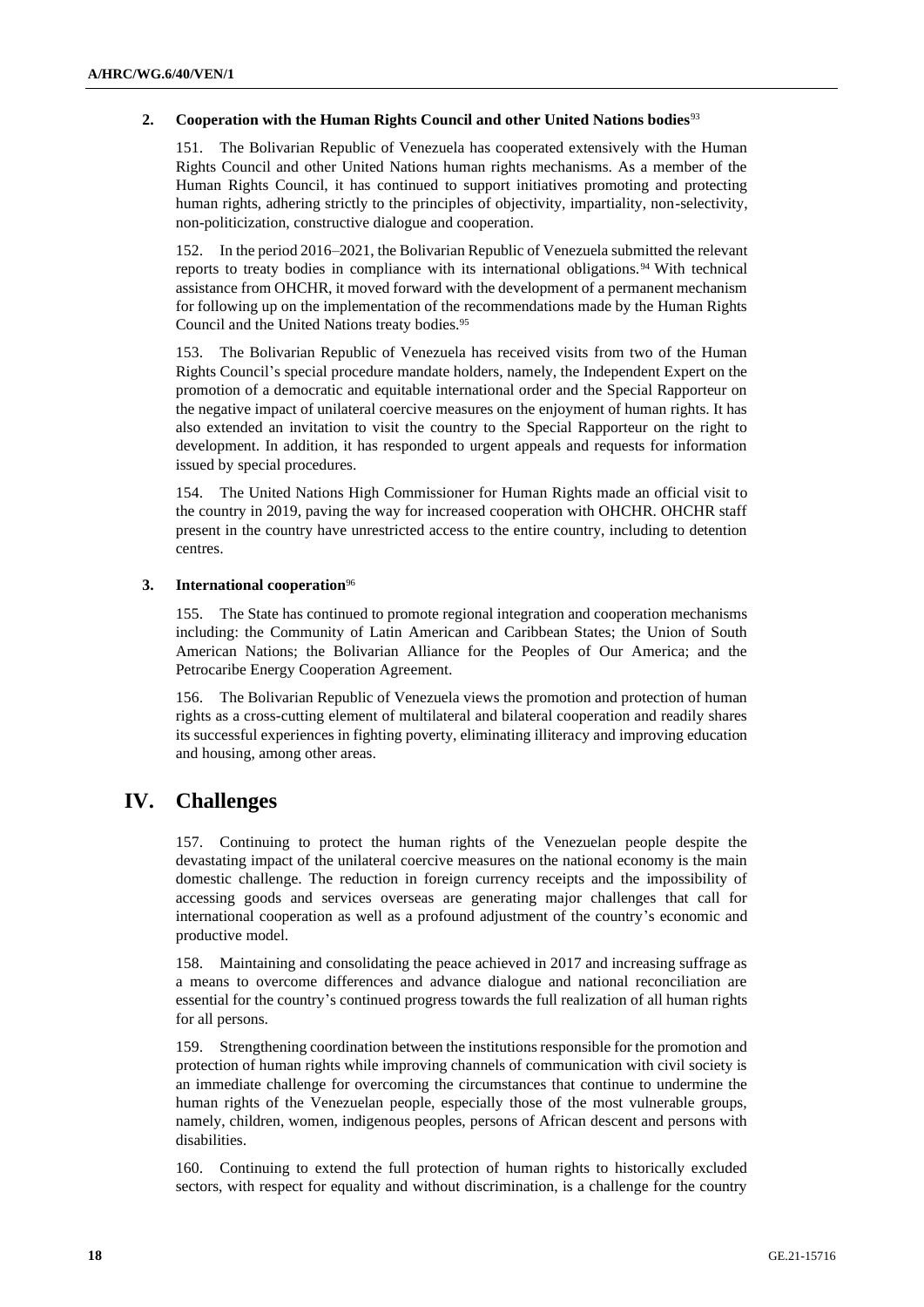### 2. Cooperation with the Human Rights Council and other United Nations bodies[93]

151. The Bolivarian Republic of Venezuela has cooperated extensively with the Human Rights Council and other United Nations human rights mechanisms. As a member of the Human Rights Council, it has continued to support initiatives promoting and protecting human rights, adhering strictly to the principles of objectivity, impartiality, non-selectivity, non-politicization, constructive dialogue and cooperation.

152. In the period 2016–2021, the Bolivarian Republic of Venezuela submitted the relevant reports to treaty bodies in compliance with its international obligations.[94] With technical assistance from OHCHR, it moved forward with the development of a permanent mechanism for following up on the implementation of the recommendations made by the Human Rights Council and the United Nations treaty bodies.[95]

153. The Bolivarian Republic of Venezuela has received visits from two of the Human Rights Council's special procedure mandate holders, namely, the Independent Expert on the promotion of a democratic and equitable international order and the Special Rapporteur on the negative impact of unilateral coercive measures on the enjoyment of human rights. It has also extended an invitation to visit the country to the Special Rapporteur on the right to development. In addition, it has responded to urgent appeals and requests for information issued by special procedures.

154. The United Nations High Commissioner for Human Rights made an official visit to the country in 2019, paving the way for increased cooperation with OHCHR. OHCHR staff present in the country have unrestricted access to the entire country, including to detention centres.

### 3. International cooperation[96]

155. The State has continued to promote regional integration and cooperation mechanisms including: the Community of Latin American and Caribbean States; the Union of South American Nations; the Bolivarian Alliance for the Peoples of Our America; and the Petrocaribe Energy Cooperation Agreement.

156. The Bolivarian Republic of Venezuela views the promotion and protection of human rights as a cross-cutting element of multilateral and bilateral cooperation and readily shares its successful experiences in fighting poverty, eliminating illiteracy and improving education and housing, among other areas.

## IV. Challenges

157. Continuing to protect the human rights of the Venezuelan people despite the devastating impact of the unilateral coercive measures on the national economy is the main domestic challenge. The reduction in foreign currency receipts and the impossibility of accessing goods and services overseas are generating major challenges that call for international cooperation as well as a profound adjustment of the country's economic and productive model.

158. Maintaining and consolidating the peace achieved in 2017 and increasing suffrage as a means to overcome differences and advance dialogue and national reconciliation are essential for the country's continued progress towards the full realization of all human rights for all persons.

159. Strengthening coordination between the institutions responsible for the promotion and protection of human rights while improving channels of communication with civil society is an immediate challenge for overcoming the circumstances that continue to undermine the human rights of the Venezuelan people, especially those of the most vulnerable groups, namely, children, women, indigenous peoples, persons of African descent and persons with disabilities.

160. Continuing to extend the full protection of human rights to historically excluded sectors, with respect for equality and without discrimination, is a challenge for the country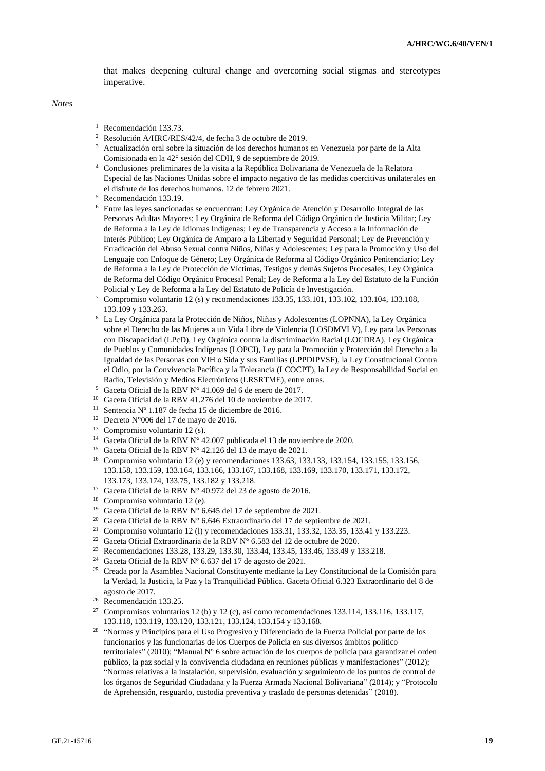that makes deepening cultural change and overcoming social stigmas and stereotypes imperative.

*Notes*

[1] Recomendación 133.73.

[2] Resolución A/HRC/RES/42/4, de fecha 3 de octubre de 2019.

[3] Actualización oral sobre la situación de los derechos humanos en Venezuela por parte de la Alta Comisionada en la 42° sesión del CDH, 9 de septiembre de 2019.

[4] Conclusiones preliminares de la visita a la República Bolivariana de Venezuela de la Relatora Especial de las Naciones Unidas sobre el impacto negativo de las medidas coercitivas unilaterales en el disfrute de los derechos humanos. 12 de febrero 2021.

[5] Recomendación 133.19.

[6] Entre las leyes sancionadas se encuentran: Ley Orgánica de Atención y Desarrollo Integral de las Personas Adultas Mayores; Ley Orgánica de Reforma del Código Orgánico de Justicia Militar; Ley de Reforma a la Ley de Idiomas Indígenas; Ley de Transparencia y Acceso a la Información de Interés Público; Ley Orgánica de Amparo a la Libertad y Seguridad Personal; Ley de Prevención y Erradicación del Abuso Sexual contra Niños, Niñas y Adolescentes; Ley para la Promoción y Uso del Lenguaje con Enfoque de Género; Ley Orgánica de Reforma al Código Orgánico Penitenciario; Ley de Reforma a la Ley de Protección de Víctimas, Testigos y demás Sujetos Procesales; Ley Orgánica de Reforma del Código Orgánico Procesal Penal; Ley de Reforma a la Ley del Estatuto de la Función Policial y Ley de Reforma a la Ley del Estatuto de Policía de Investigación.

[7] Compromiso voluntario 12 (s) y recomendaciones 133.35, 133.101, 133.102, 133.104, 133.108, 133.109 y 133.263.

[8] La Ley Orgánica para la Protección de Niños, Niñas y Adolescentes (LOPNNA), la Ley Orgánica sobre el Derecho de las Mujeres a un Vida Libre de Violencia (LOSDMVLV), Ley para las Personas con Discapacidad (LPcD), Ley Orgánica contra la discriminación Racial (LOCDRA), Ley Orgánica de Pueblos y Comunidades Indígenas (LOPCI), Ley para la Promoción y Protección del Derecho a la Igualdad de las Personas con VIH o Sida y sus Familias (LPPDIPVSF), la Ley Constitucional Contra el Odio, por la Convivencia Pacífica y la Tolerancia (LCOCPT), la Ley de Responsabilidad Social en Radio, Televisión y Medios Electrónicos (LRSRTME), entre otras.

[9] Gaceta Oficial de la RBV N° 41.069 del 6 de enero de 2017.

[10] Gaceta Oficial de la RBV 41.276 del 10 de noviembre de 2017.

[11] Sentencia Nº 1.187 de fecha 15 de diciembre de 2016.

[12] Decreto N°006 del 17 de mayo de 2016.

[13] Compromiso voluntario 12 (s).

[14] Gaceta Oficial de la RBV N° 42.007 publicada el 13 de noviembre de 2020.

[15] Gaceta Oficial de la RBV N° 42.126 del 13 de mayo de 2021.

[16] Compromiso voluntario 12 (e) y recomendaciones 133.63, 133.133, 133.154, 133.155, 133.156, 133.158, 133.159, 133.164, 133.166, 133.167, 133.168, 133.169, 133.170, 133.171, 133.172, 133.173, 133.174, 133.75, 133.182 y 133.218.

[17] Gaceta Oficial de la RBV N° 40.972 del 23 de agosto de 2016.

[18] Compromiso voluntario 12 (e).

[19] Gaceta Oficial de la RBV N° 6.645 del 17 de septiembre de 2021.

[20] Gaceta Oficial de la RBV N° 6.646 Extraordinario del 17 de septiembre de 2021.

[21] Compromiso voluntario 12 (l) y recomendaciones 133.31, 133.32, 133.35, 133.41 y 133.223.

[22] Gaceta Oficial Extraordinaria de la RBV N° 6.583 del 12 de octubre de 2020.

[23] Recomendaciones 133.28, 133.29, 133.30, 133.44, 133.45, 133.46, 133.49 y 133.218.

[24] Gaceta Oficial de la RBV Nº 6.637 del 17 de agosto de 2021.

[25] Creada por la Asamblea Nacional Constituyente mediante la Ley Constitucional de la Comisión para la Verdad, la Justicia, la Paz y la Tranquilidad Pública. Gaceta Oficial 6.323 Extraordinario del 8 de agosto de 2017.

[26] Recomendación 133.25.

[27] Compromisos voluntarios 12 (b) y 12 (c), así como recomendaciones 133.114, 133.116, 133.117, 133.118, 133.119, 133.120, 133.121, 133.124, 133.154 y 133.168.

[28] "Normas y Principios para el Uso Progresivo y Diferenciado de la Fuerza Policial por parte de los funcionarios y las funcionarias de los Cuerpos de Policía en sus diversos ámbitos político territoriales" (2010); "Manual N° 6 sobre actuación de los cuerpos de policía para garantizar el orden público, la paz social y la convivencia ciudadana en reuniones públicas y manifestaciones" (2012); "Normas relativas a la instalación, supervisión, evaluación y seguimiento de los puntos de control de los órganos de Seguridad Ciudadana y la Fuerza Armada Nacional Bolivariana" (2014); y "Protocolo de Aprehensión, resguardo, custodia preventiva y traslado de personas detenidas" (2018).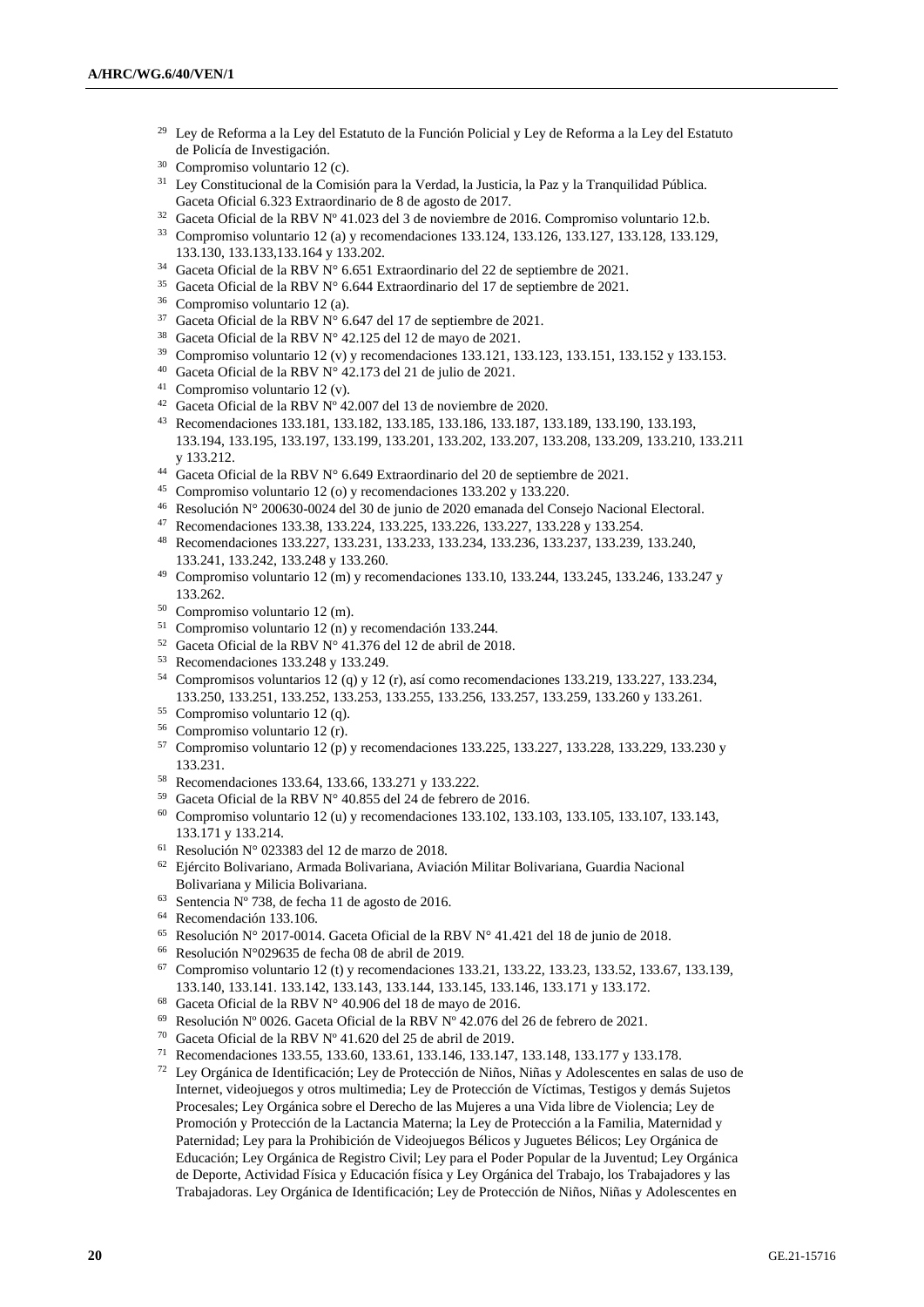[29] Ley de Reforma a la Ley del Estatuto de la Función Policial y Ley de Reforma a la Ley del Estatuto de Policía de Investigación.

[30] Compromiso voluntario 12 (c).

[31] Ley Constitucional de la Comisión para la Verdad, la Justicia, la Paz y la Tranquilidad Pública. Gaceta Oficial 6.323 Extraordinario de 8 de agosto de 2017.

[32] Gaceta Oficial de la RBV Nº 41.023 del 3 de noviembre de 2016. Compromiso voluntario 12.b.

[33] Compromiso voluntario 12 (a) y recomendaciones 133.124, 133.126, 133.127, 133.128, 133.129, 133.130, 133.133,133.164 y 133.202.

[34] Gaceta Oficial de la RBV N° 6.651 Extraordinario del 22 de septiembre de 2021.

[35] Gaceta Oficial de la RBV N° 6.644 Extraordinario del 17 de septiembre de 2021.

[36] Compromiso voluntario 12 (a).

[37] Gaceta Oficial de la RBV N° 6.647 del 17 de septiembre de 2021.

[38] Gaceta Oficial de la RBV N° 42.125 del 12 de mayo de 2021.

[39] Compromiso voluntario 12 (v) y recomendaciones 133.121, 133.123, 133.151, 133.152 y 133.153.

[40] Gaceta Oficial de la RBV N° 42.173 del 21 de julio de 2021.

[41] Compromiso voluntario 12 (v).

[42] Gaceta Oficial de la RBV Nº 42.007 del 13 de noviembre de 2020.

[43] Recomendaciones 133.181, 133.182, 133.185, 133.186, 133.187, 133.189, 133.190, 133.193, 133.194, 133.195, 133.197, 133.199, 133.201, 133.202, 133.207, 133.208, 133.209, 133.210, 133.211 y 133.212.

[44] Gaceta Oficial de la RBV N° 6.649 Extraordinario del 20 de septiembre de 2021.

[45] Compromiso voluntario 12 (o) y recomendaciones 133.202 y 133.220.

[46] Resolución N° 200630-0024 del 30 de junio de 2020 emanada del Consejo Nacional Electoral.

[47] Recomendaciones 133.38, 133.224, 133.225, 133.226, 133.227, 133.228 y 133.254.

[48] Recomendaciones 133.227, 133.231, 133.233, 133.234, 133.236, 133.237, 133.239, 133.240, 133.241, 133.242, 133.248 y 133.260.

[49] Compromiso voluntario 12 (m) y recomendaciones 133.10, 133.244, 133.245, 133.246, 133.247 y 133.262.

[50] Compromiso voluntario 12 (m).

[51] Compromiso voluntario 12 (n) y recomendación 133.244.

[52] Gaceta Oficial de la RBV N° 41.376 del 12 de abril de 2018.

[53] Recomendaciones 133.248 y 133.249.

[54] Compromisos voluntarios 12 (q) y 12 (r), así como recomendaciones 133.219, 133.227, 133.234, 133.250, 133.251, 133.252, 133.253, 133.255, 133.256, 133.257, 133.259, 133.260 y 133.261.

[55] Compromiso voluntario 12 (q).

[56] Compromiso voluntario 12 (r).

[57] Compromiso voluntario 12 (p) y recomendaciones 133.225, 133.227, 133.228, 133.229, 133.230 y 133.231.

[58] Recomendaciones 133.64, 133.66, 133.271 y 133.222.

[59] Gaceta Oficial de la RBV N° 40.855 del 24 de febrero de 2016.

[60] Compromiso voluntario 12 (u) y recomendaciones 133.102, 133.103, 133.105, 133.107, 133.143, 133.171 y 133.214.

[61] Resolución N° 023383 del 12 de marzo de 2018.

[62] Ejército Bolivariano, Armada Bolivariana, Aviación Militar Bolivariana, Guardia Nacional Bolivariana y Milicia Bolivariana.

[63] Sentencia Nº 738, de fecha 11 de agosto de 2016.

[64] Recomendación 133.106.

[65] Resolución N° 2017-0014. Gaceta Oficial de la RBV N° 41.421 del 18 de junio de 2018.

[66] Resolución N°029635 de fecha 08 de abril de 2019.

[67] Compromiso voluntario 12 (t) y recomendaciones 133.21, 133.22, 133.23, 133.52, 133.67, 133.139, 133.140, 133.141. 133.142, 133.143, 133.144, 133.145, 133.146, 133.171 y 133.172.

[68] Gaceta Oficial de la RBV N° 40.906 del 18 de mayo de 2016.

[69] Resolución Nº 0026. Gaceta Oficial de la RBV Nº 42.076 del 26 de febrero de 2021.

[70] Gaceta Oficial de la RBV Nº 41.620 del 25 de abril de 2019.

[71] Recomendaciones 133.55, 133.60, 133.61, 133.146, 133.147, 133.148, 133.177 y 133.178.

[72] Ley Orgánica de Identificación; Ley de Protección de Niños, Niñas y Adolescentes en salas de uso de Internet, videojuegos y otros multimedia; Ley de Protección de Víctimas, Testigos y demás Sujetos Procesales; Ley Orgánica sobre el Derecho de las Mujeres a una Vida libre de Violencia; Ley de Promoción y Protección de la Lactancia Materna; la Ley de Protección a la Familia, Maternidad y Paternidad; Ley para la Prohibición de Videojuegos Bélicos y Juguetes Bélicos; Ley Orgánica de Educación; Ley Orgánica de Registro Civil; Ley para el Poder Popular de la Juventud; Ley Orgánica de Deporte, Actividad Física y Educación física y Ley Orgánica del Trabajo, los Trabajadores y las Trabajadoras. Ley Orgánica de Identificación; Ley de Protección de Niños, Niñas y Adolescentes en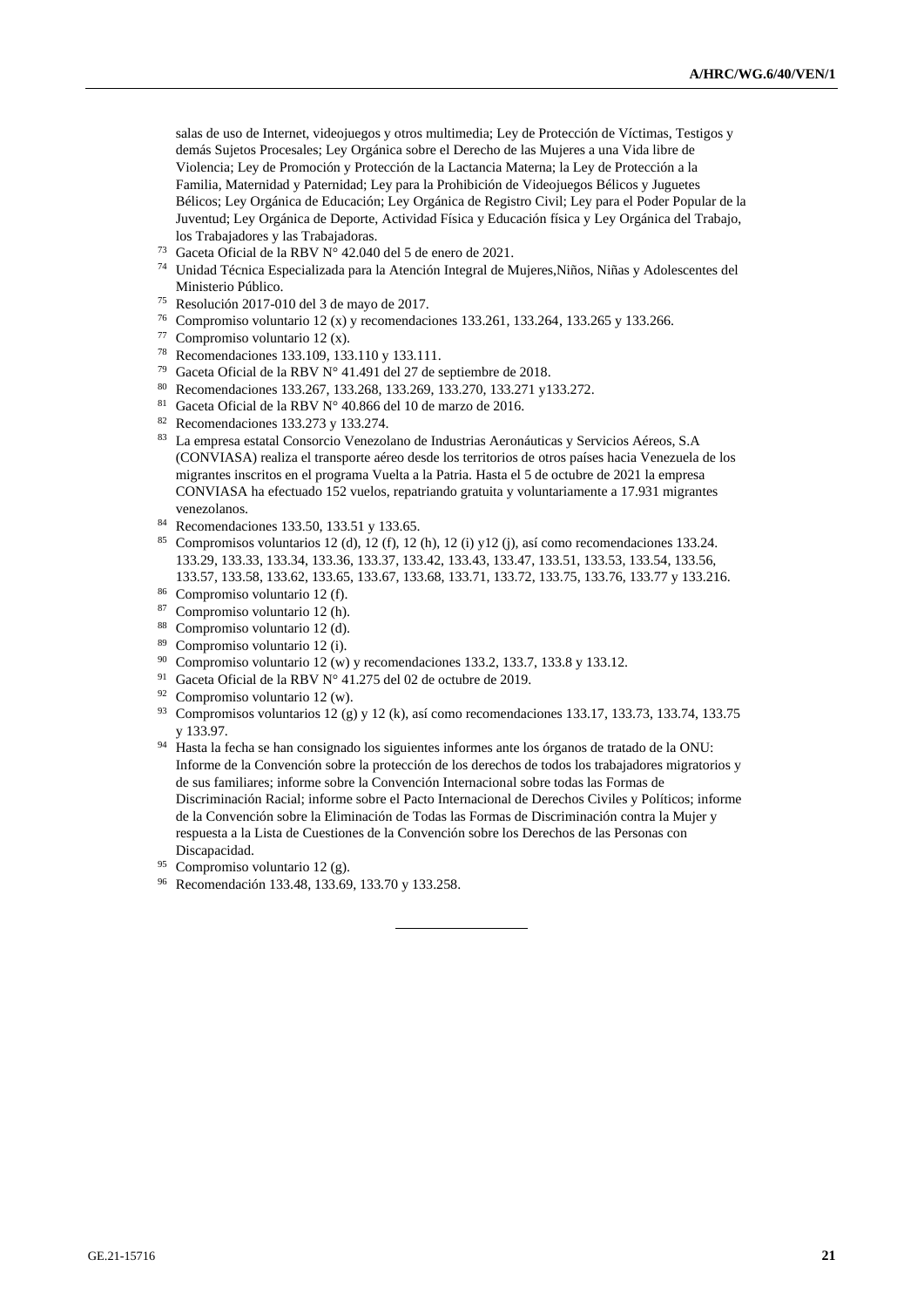salas de uso de Internet, videojuegos y otros multimedia; Ley de Protección de Víctimas, Testigos y demás Sujetos Procesales; Ley Orgánica sobre el Derecho de las Mujeres a una Vida libre de Violencia; Ley de Promoción y Protección de la Lactancia Materna; la Ley de Protección a la Familia, Maternidad y Paternidad; Ley para la Prohibición de Videojuegos Bélicos y Juguetes Bélicos; Ley Orgánica de Educación; Ley Orgánica de Registro Civil; Ley para el Poder Popular de la Juventud; Ley Orgánica de Deporte, Actividad Física y Educación física y Ley Orgánica del Trabajo, los Trabajadores y las Trabajadoras.

[73] Gaceta Oficial de la RBV N° 42.040 del 5 de enero de 2021.

[74] Unidad Técnica Especializada para la Atención Integral de Mujeres,Niños, Niñas y Adolescentes del Ministerio Público.

[75] Resolución 2017-010 del 3 de mayo de 2017.

[76] Compromiso voluntario 12 (x) y recomendaciones 133.261, 133.264, 133.265 y 133.266.

[77] Compromiso voluntario 12 (x).

[78] Recomendaciones 133.109, 133.110 y 133.111.

[79] Gaceta Oficial de la RBV N° 41.491 del 27 de septiembre de 2018.

[80] Recomendaciones 133.267, 133.268, 133.269, 133.270, 133.271 y133.272.

[81] Gaceta Oficial de la RBV N° 40.866 del 10 de marzo de 2016.

[82] Recomendaciones 133.273 y 133.274.

[83] La empresa estatal Consorcio Venezolano de Industrias Aeronáuticas y Servicios Aéreos, S.A (CONVIASA) realiza el transporte aéreo desde los territorios de otros países hacia Venezuela de los migrantes inscritos en el programa Vuelta a la Patria. Hasta el 5 de octubre de 2021 la empresa CONVIASA ha efectuado 152 vuelos, repatriando gratuita y voluntariamente a 17.931 migrantes venezolanos.

[84] Recomendaciones 133.50, 133.51 y 133.65.

[85] Compromisos voluntarios 12 (d), 12 (f), 12 (h), 12 (i) y12 (j), así como recomendaciones 133.24. 133.29, 133.33, 133.34, 133.36, 133.37, 133.42, 133.43, 133.47, 133.51, 133.53, 133.54, 133.56, 133.57, 133.58, 133.62, 133.65, 133.67, 133.68, 133.71, 133.72, 133.75, 133.76, 133.77 y 133.216.

[86] Compromiso voluntario 12 (f).

[87] Compromiso voluntario 12 (h).

[88] Compromiso voluntario 12 (d).

[89] Compromiso voluntario 12 (i).

[90] Compromiso voluntario 12 (w) y recomendaciones 133.2, 133.7, 133.8 y 133.12.

[91] Gaceta Oficial de la RBV N° 41.275 del 02 de octubre de 2019.

[92] Compromiso voluntario 12 (w).

[93] Compromisos voluntarios 12 (g) y 12 (k), así como recomendaciones 133.17, 133.73, 133.74, 133.75 y 133.97.

[94] Hasta la fecha se han consignado los siguientes informes ante los órganos de tratado de la ONU: Informe de la Convención sobre la protección de los derechos de todos los trabajadores migratorios y de sus familiares; informe sobre la Convención Internacional sobre todas las Formas de Discriminación Racial; informe sobre el Pacto Internacional de Derechos Civiles y Políticos; informe de la Convención sobre la Eliminación de Todas las Formas de Discriminación contra la Mujer y respuesta a la Lista de Cuestiones de la Convención sobre los Derechos de las Personas con Discapacidad.

[95] Compromiso voluntario 12 (g).

[96] Recomendación 133.48, 133.69, 133.70 y 133.258.